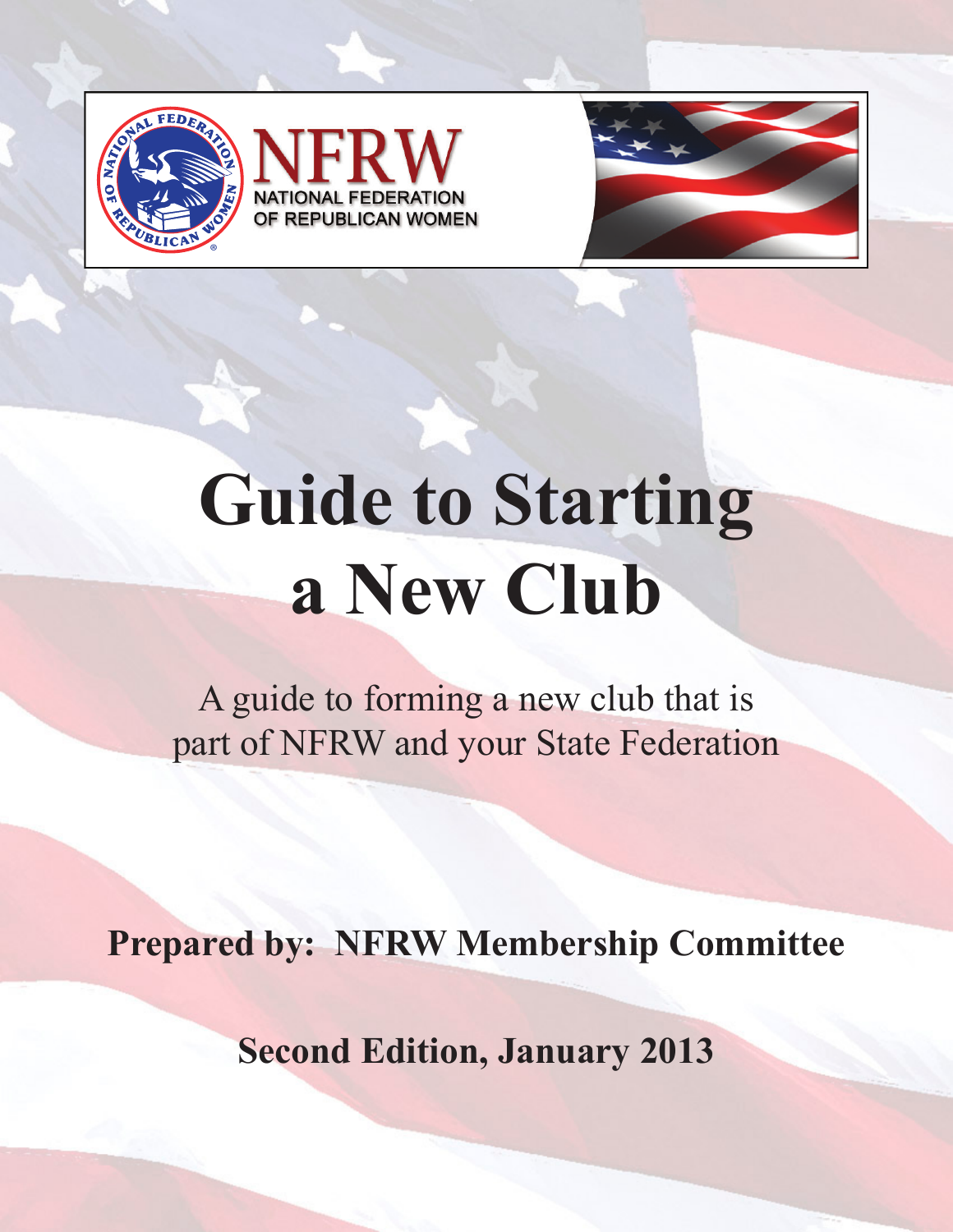NFRW

NATIONAL FEDERATION OF REPUBLICAN WOMEN

# Guide to Starting a New Club

A guide to forming a new club that is part of NFRW and your State Federation

**Prepared by: NFRW Membership Committee**

**Second Edition, January 2013**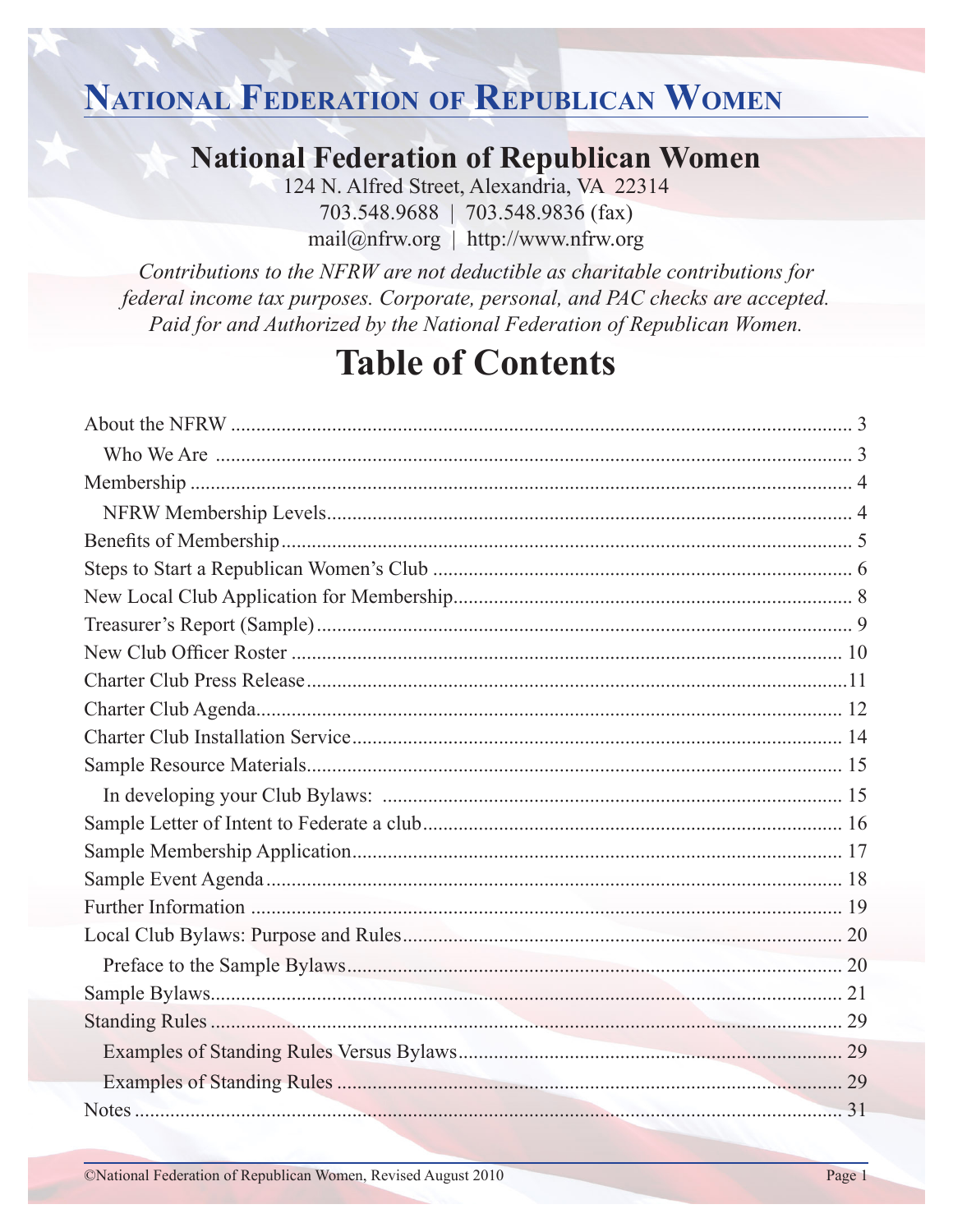# National Federation of Republican Women

## National Federation of Republican Women

124 N. Alfred Street, Alexandria, VA 22314
703.548.9688 | 703.548.9836 (fax)
mail@nfrw.org | http://www.nfrw.org

*Contributions to the NFRW are not deductible as charitable contributions for federal income tax purposes. Corporate, personal, and PAC checks are accepted. Paid for and Authorized by the National Federation of Republican Women.*

# Table of Contents

- About the NFRW ........ 3
  - Who We Are ........ 3
- Membership ........ 4
  - NFRW Membership Levels ........ 4
- Benefits of Membership ........ 5
- Steps to Start a Republican Women's Club ........ 6
- New Local Club Application for Membership ........ 8
- Treasurer's Report (Sample) ........ 9
- New Club Officer Roster ........ 10
- Charter Club Press Release ........ 11
- Charter Club Agenda ........ 12
- Charter Club Installation Service ........ 14
- Sample Resource Materials ........ 15
  - In developing your Club Bylaws: ........ 15
- Sample Letter of Intent to Federate a club ........ 16
- Sample Membership Application ........ 17
- Sample Event Agenda ........ 18
- Further Information ........ 19
- Local Club Bylaws: Purpose and Rules ........ 20
  - Preface to the Sample Bylaws ........ 20
- Sample Bylaws ........ 21
- Standing Rules ........ 29
  - Examples of Standing Rules Versus Bylaws ........ 29
  - Examples of Standing Rules ........ 29
- Notes ........ 31

©National Federation of Republican Women, Revised August 2010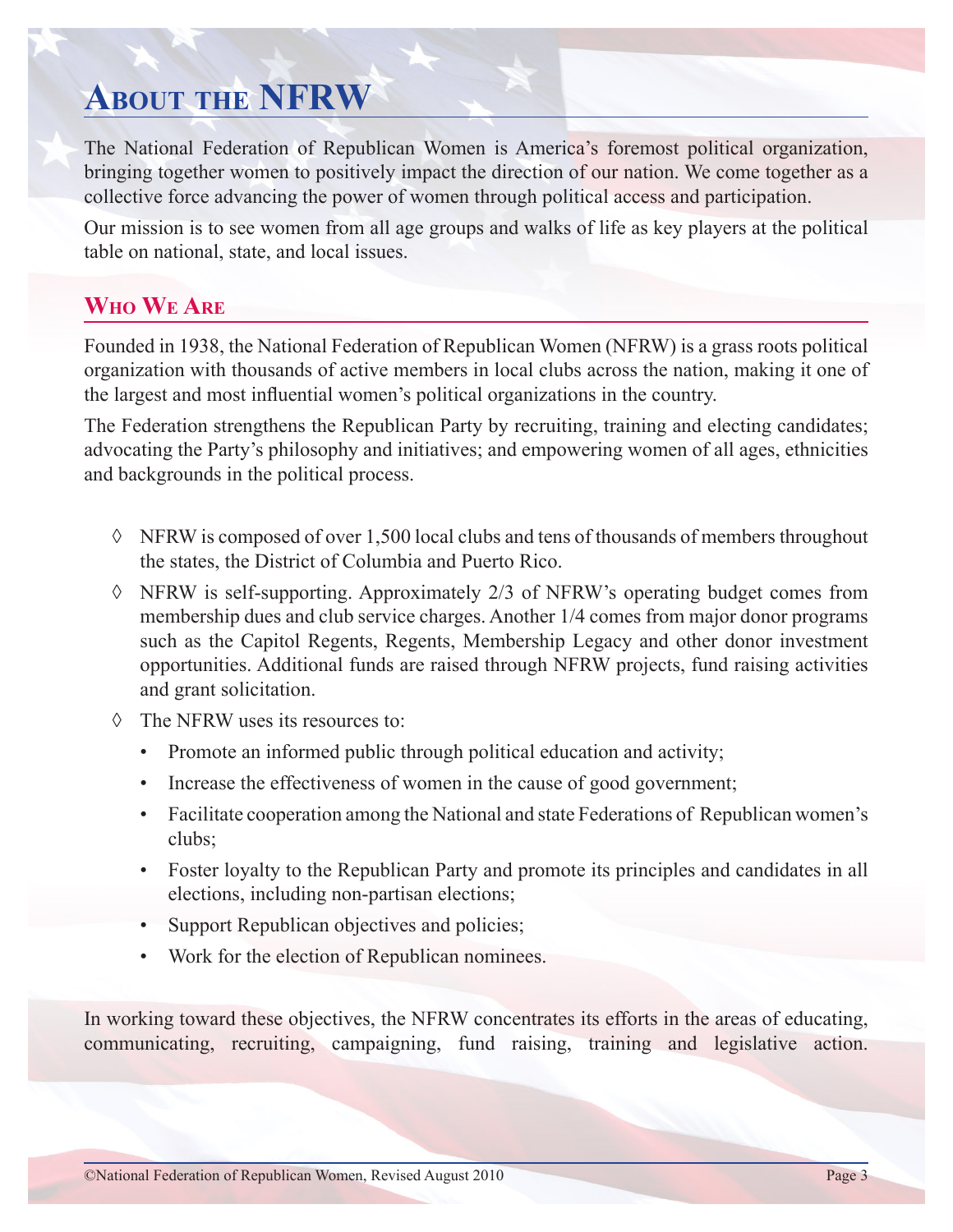# About the NFRW

The National Federation of Republican Women is America's foremost political organization, bringing together women to positively impact the direction of our nation. We come together as a collective force advancing the power of women through political access and participation.

Our mission is to see women from all age groups and walks of life as key players at the political table on national, state, and local issues.

## Who We Are

Founded in 1938, the National Federation of Republican Women (NFRW) is a grass roots political organization with thousands of active members in local clubs across the nation, making it one of the largest and most influential women's political organizations in the country.

The Federation strengthens the Republican Party by recruiting, training and electing candidates; advocating the Party's philosophy and initiatives; and empowering women of all ages, ethnicities and backgrounds in the political process.

- ◊ NFRW is composed of over 1,500 local clubs and tens of thousands of members throughout the states, the District of Columbia and Puerto Rico.
- ◊ NFRW is self-supporting. Approximately 2/3 of NFRW's operating budget comes from membership dues and club service charges. Another 1/4 comes from major donor programs such as the Capitol Regents, Regents, Membership Legacy and other donor investment opportunities. Additional funds are raised through NFRW projects, fund raising activities and grant solicitation.
- ◊ The NFRW uses its resources to:
  - Promote an informed public through political education and activity;
  - Increase the effectiveness of women in the cause of good government;
  - Facilitate cooperation among the National and state Federations of Republican women's clubs;
  - Foster loyalty to the Republican Party and promote its principles and candidates in all elections, including non-partisan elections;
  - Support Republican objectives and policies;
  - Work for the election of Republican nominees.

In working toward these objectives, the NFRW concentrates its efforts in the areas of educating, communicating, recruiting, campaigning, fund raising, training and legislative action.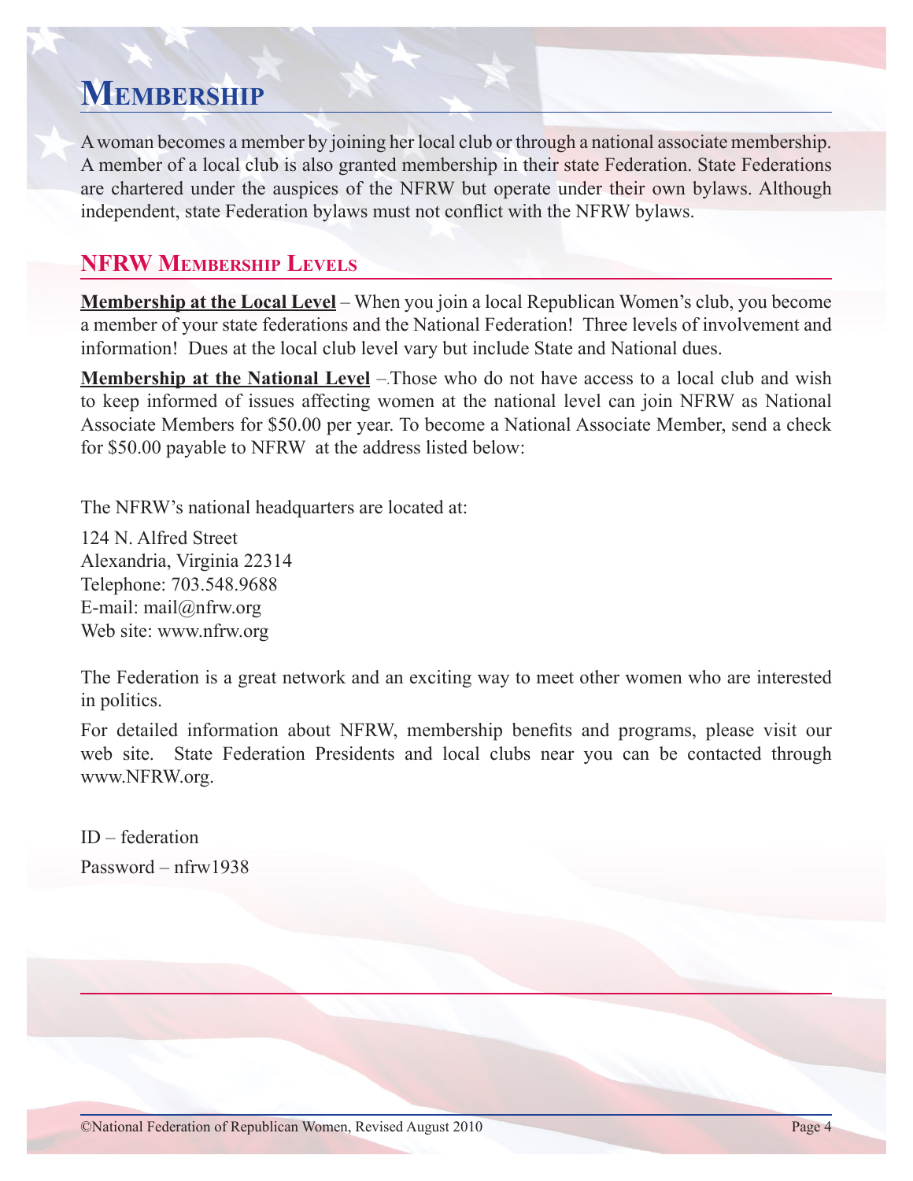# Membership

A woman becomes a member by joining her local club or through a national associate membership. A member of a local club is also granted membership in their state Federation. State Federations are chartered under the auspices of the NFRW but operate under their own bylaws. Although independent, state Federation bylaws must not conflict with the NFRW bylaws.

## NFRW Membership Levels

**Membership at the Local Level** – When you join a local Republican Women's club, you become a member of your state federations and the National Federation! Three levels of involvement and information! Dues at the local club level vary but include State and National dues.

**Membership at the National Level** – Those who do not have access to a local club and wish to keep informed of issues affecting women at the national level can join NFRW as National Associate Members for $50.00 per year. To become a National Associate Member, send a check for $50.00 payable to NFRW at the address listed below:

The NFRW's national headquarters are located at:

124 N. Alfred Street
Alexandria, Virginia 22314
Telephone: 703.548.9688
E-mail: mail@nfrw.org
Web site: www.nfrw.org

The Federation is a great network and an exciting way to meet other women who are interested in politics.

For detailed information about NFRW, membership benefits and programs, please visit our web site. State Federation Presidents and local clubs near you can be contacted through www.NFRW.org.

ID – federation

Password – nfrw1938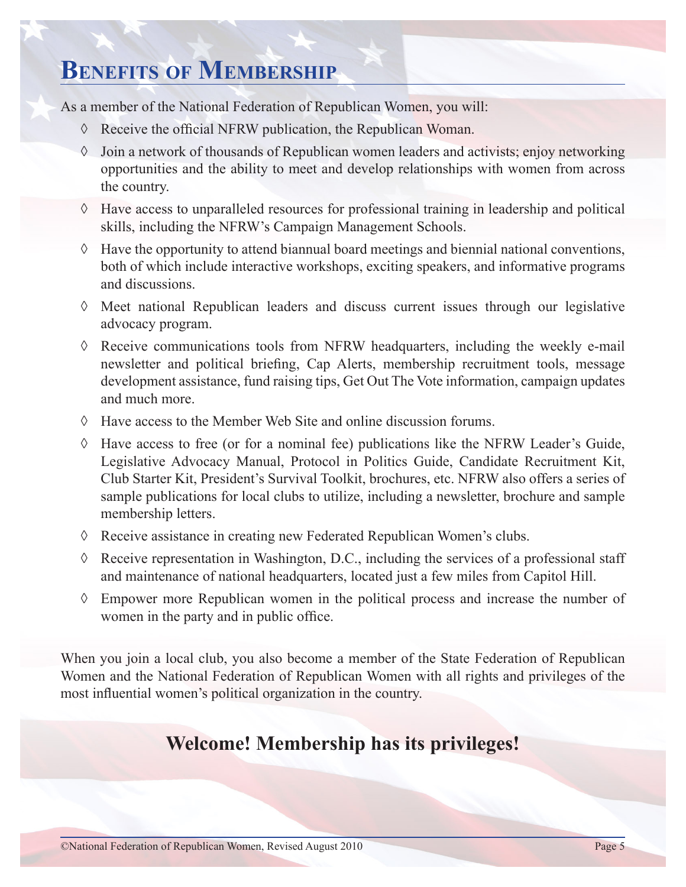# Benefits of Membership

As a member of the National Federation of Republican Women, you will:

- ◊ Receive the official NFRW publication, the Republican Woman.
- ◊ Join a network of thousands of Republican women leaders and activists; enjoy networking opportunities and the ability to meet and develop relationships with women from across the country.
- ◊ Have access to unparalleled resources for professional training in leadership and political skills, including the NFRW's Campaign Management Schools.
- ◊ Have the opportunity to attend biannual board meetings and biennial national conventions, both of which include interactive workshops, exciting speakers, and informative programs and discussions.
- ◊ Meet national Republican leaders and discuss current issues through our legislative advocacy program.
- ◊ Receive communications tools from NFRW headquarters, including the weekly e-mail newsletter and political briefing, Cap Alerts, membership recruitment tools, message development assistance, fund raising tips, Get Out The Vote information, campaign updates and much more.
- ◊ Have access to the Member Web Site and online discussion forums.
- ◊ Have access to free (or for a nominal fee) publications like the NFRW Leader's Guide, Legislative Advocacy Manual, Protocol in Politics Guide, Candidate Recruitment Kit, Club Starter Kit, President's Survival Toolkit, brochures, etc. NFRW also offers a series of sample publications for local clubs to utilize, including a newsletter, brochure and sample membership letters.
- ◊ Receive assistance in creating new Federated Republican Women's clubs.
- ◊ Receive representation in Washington, D.C., including the services of a professional staff and maintenance of national headquarters, located just a few miles from Capitol Hill.
- ◊ Empower more Republican women in the political process and increase the number of women in the party and in public office.

When you join a local club, you also become a member of the State Federation of Republican Women and the National Federation of Republican Women with all rights and privileges of the most influential women's political organization in the country.

**Welcome! Membership has its privileges!**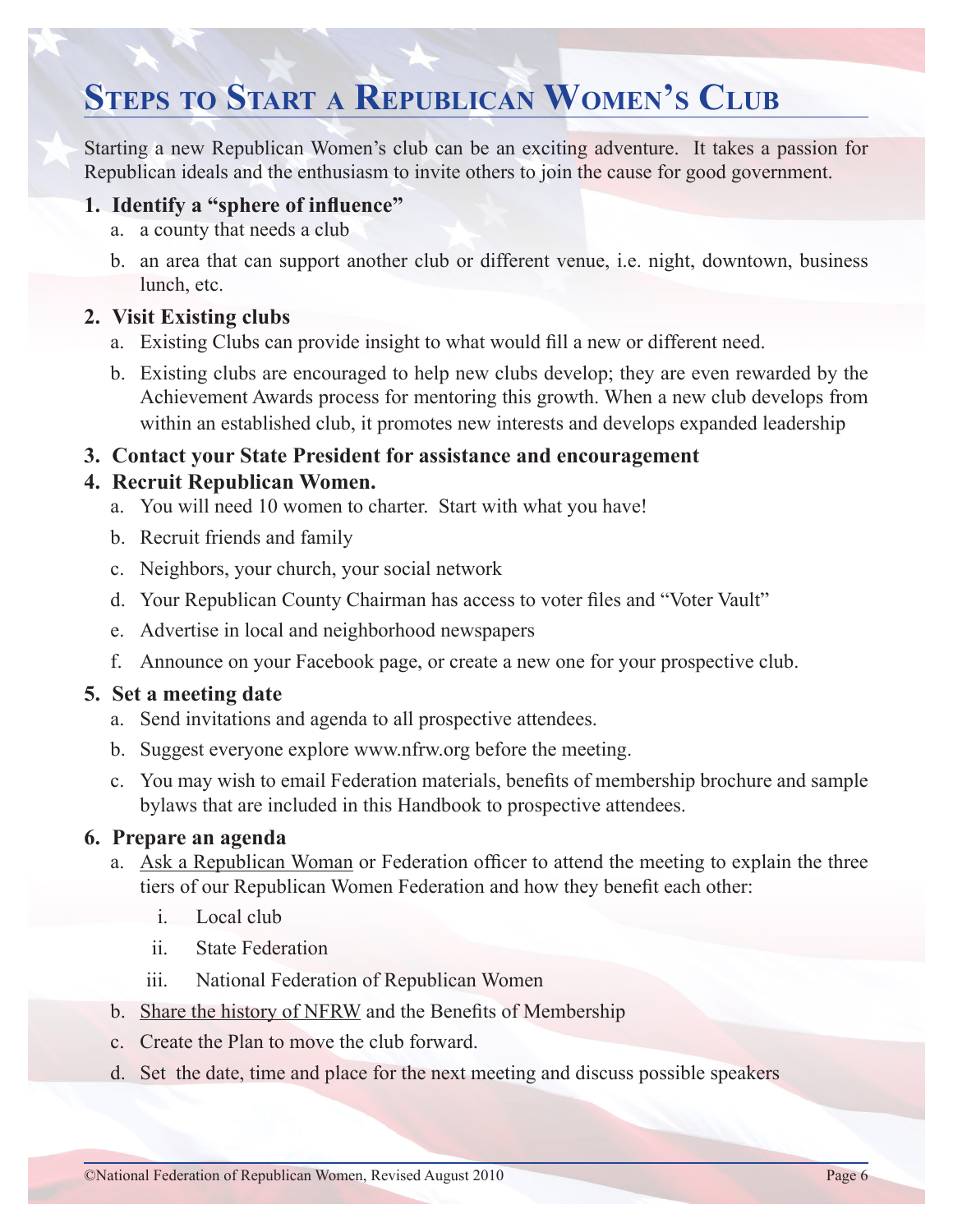# Steps to Start a Republican Women's Club

Starting a new Republican Women's club can be an exciting adventure. It takes a passion for Republican ideals and the enthusiasm to invite others to join the cause for good government.

1. **Identify a "sphere of influence"**
   a. a county that needs a club
   b. an area that can support another club or different venue, i.e. night, downtown, business lunch, etc.
2. **Visit Existing clubs**
   a. Existing Clubs can provide insight to what would fill a new or different need.
   b. Existing clubs are encouraged to help new clubs develop; they are even rewarded by the Achievement Awards process for mentoring this growth. When a new club develops from within an established club, it promotes new interests and develops expanded leadership
3. **Contact your State President for assistance and encouragement**
4. **Recruit Republican Women.**
   a. You will need 10 women to charter. Start with what you have!
   b. Recruit friends and family
   c. Neighbors, your church, your social network
   d. Your Republican County Chairman has access to voter files and "Voter Vault"
   e. Advertise in local and neighborhood newspapers
   f. Announce on your Facebook page, or create a new one for your prospective club.
5. **Set a meeting date**
   a. Send invitations and agenda to all prospective attendees.
   b. Suggest everyone explore www.nfrw.org before the meeting.
   c. You may wish to email Federation materials, benefits of membership brochure and sample bylaws that are included in this Handbook to prospective attendees.
6. **Prepare an agenda**
   a. Ask a Republican Woman or Federation officer to attend the meeting to explain the three tiers of our Republican Women Federation and how they benefit each other:
      i. Local club
      ii. State Federation
      iii. National Federation of Republican Women
   b. Share the history of NFRW and the Benefits of Membership
   c. Create the Plan to move the club forward.
   d. Set the date, time and place for the next meeting and discuss possible speakers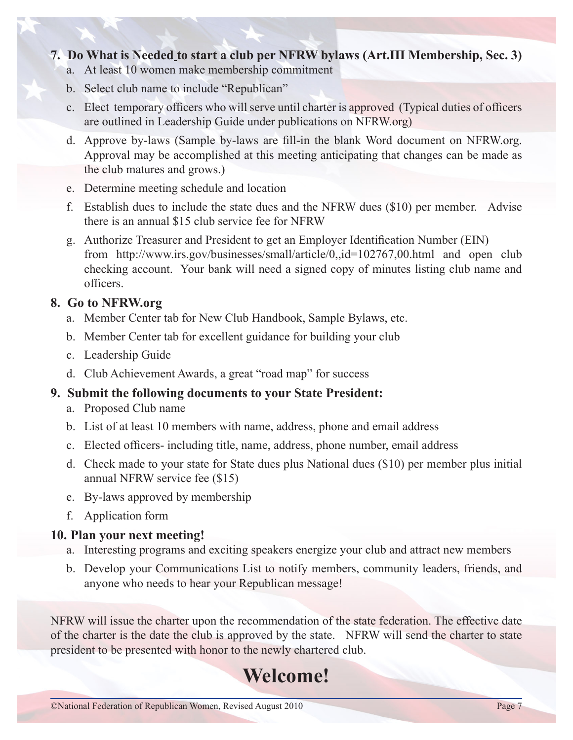7. **Do What is Needed to start a club per NFRW bylaws (Art.III Membership, Sec. 3)**
   a. At least 10 women make membership commitment
   b. Select club name to include "Republican"
   c. Elect temporary officers who will serve until charter is approved (Typical duties of officers are outlined in Leadership Guide under publications on NFRW.org)
   d. Approve by-laws (Sample by-laws are fill-in the blank Word document on NFRW.org. Approval may be accomplished at this meeting anticipating that changes can be made as the club matures and grows.)
   e. Determine meeting schedule and location
   f. Establish dues to include the state dues and the NFRW dues ($10) per member. Advise there is an annual $15 club service fee for NFRW
   g. Authorize Treasurer and President to get an Employer Identification Number (EIN) from http://www.irs.gov/businesses/small/article/0,,id=102767,00.html and open club checking account. Your bank will need a signed copy of minutes listing club name and officers.

8. **Go to NFRW.org**
   a. Member Center tab for New Club Handbook, Sample Bylaws, etc.
   b. Member Center tab for excellent guidance for building your club
   c. Leadership Guide
   d. Club Achievement Awards, a great "road map" for success

9. **Submit the following documents to your State President:**
   a. Proposed Club name
   b. List of at least 10 members with name, address, phone and email address
   c. Elected officers- including title, name, address, phone number, email address
   d. Check made to your state for State dues plus National dues ($10) per member plus initial annual NFRW service fee ($15)
   e. By-laws approved by membership
   f. Application form

10. **Plan your next meeting!**
    a. Interesting programs and exciting speakers energize your club and attract new members
    b. Develop your Communications List to notify members, community leaders, friends, and anyone who needs to hear your Republican message!

NFRW will issue the charter upon the recommendation of the state federation. The effective date of the charter is the date the club is approved by the state. NFRW will send the charter to state president to be presented with honor to the newly chartered club.

# Welcome!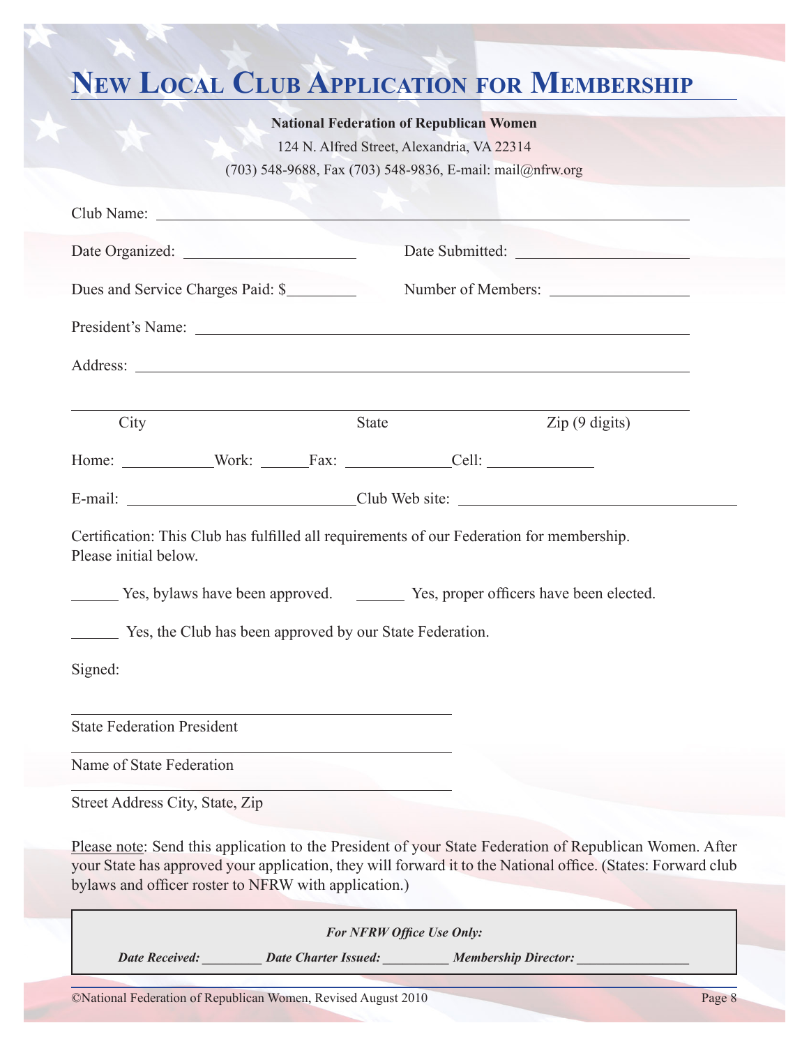# New Local Club Application for Membership

**National Federation of Republican Women**

124 N. Alfred Street, Alexandria, VA 22314

(703) 548-9688, Fax (703) 548-9836, E-mail: mail@nfrw.org

Club Name: ______________________________________________

Date Organized: ____________________ Date Submitted: ____________________

Dues and Service Charges Paid: $________ Number of Members: ________________

President's Name: ______________________________________________

Address: ______________________________________________

______________________________________________

City State Zip (9 digits)

Home: __________ Work: ______ Fax: ____________ Cell: ____________

E-mail: __________________________ Club Web site: ________________________________

Certification: This Club has fulfilled all requirements of our Federation for membership.
Please initial below.

______ Yes, bylaws have been approved. ______ Yes, proper officers have been elected.

______ Yes, the Club has been approved by our State Federation.

Signed:

______________________________________________
State Federation President

______________________________________________
Name of State Federation

______________________________________________
Street Address City, State, Zip

Please note: Send this application to the President of your State Federation of Republican Women. After your State has approved your application, they will forward it to the National office. (States: Forward club bylaws and officer roster to NFRW with application.)

***For NFRW Office Use Only:***

***Date Received:*** ________ ***Date Charter Issued:*** _________ ***Membership Director:*** _______________

©National Federation of Republican Women, Revised August 2010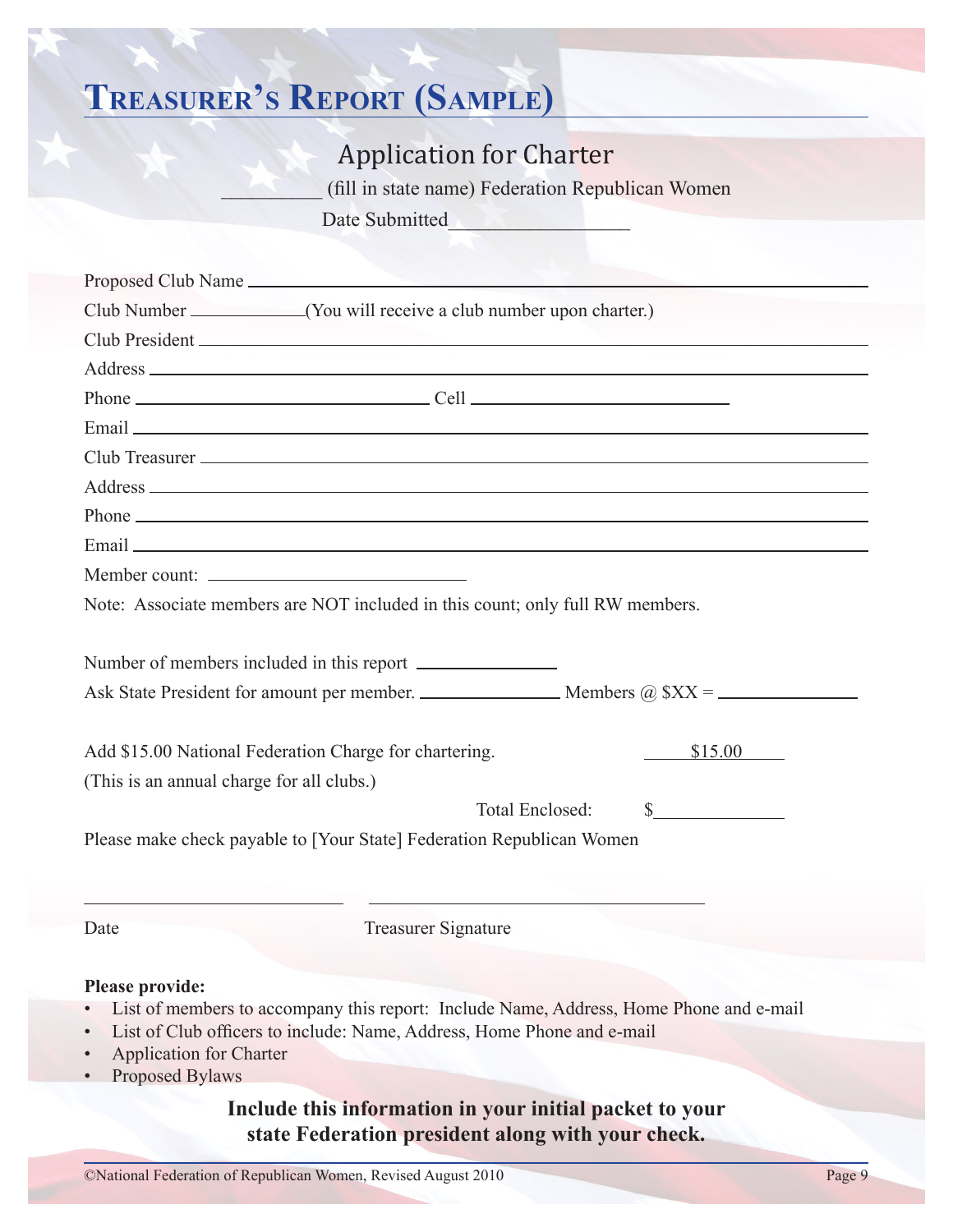# Treasurer's Report (Sample)

## Application for Charter

__________ (fill in state name) Federation Republican Women

Date Submitted _________________

Proposed Club Name ____________________________________________

Club Number ____________(You will receive a club number upon charter.)

Club President ____________________________________________

Address ____________________________________________

Phone ______________________________ Cell ____________________________

Email ____________________________________________

Club Treasurer ____________________________________________

Address ____________________________________________

Phone ____________________________________________

Email ____________________________________________

Member count: ____________________________

Note: Associate members are NOT included in this count; only full RW members.

Number of members included in this report ______________

Ask State President for amount per member. ______________ Members @ $XX = ______________

Add $15.00 National Federation Charge for chartering. $15.00

(This is an annual charge for all clubs.)

Total Enclosed: $____________

Please make check payable to [Your State] Federation Republican Women

____________________________ ____________________________________

Date Treasurer Signature

**Please provide:**

- List of members to accompany this report: Include Name, Address, Home Phone and e-mail
- List of Club officers to include: Name, Address, Home Phone and e-mail
- Application for Charter
- Proposed Bylaws

**Include this information in your initial packet to your state Federation president along with your check.**

©National Federation of Republican Women, Revised August 2010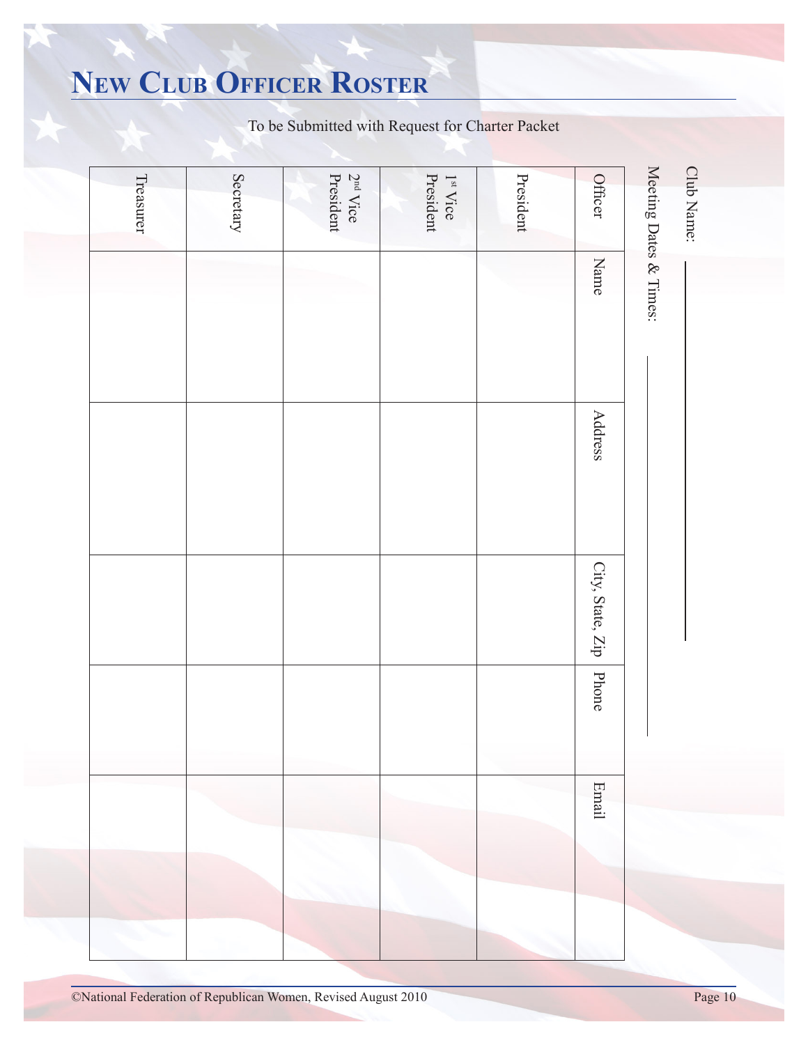# New Club Officer Roster

To be Submitted with Request for Charter Packet

Club Name: ____________________

Meeting Dates & Times: ____________________

| Officer | Name | Address | City, State, Zip | Phone | Email |
|---|---|---|---|---|---|
| President | | | | | |
| 1st Vice President | | | | | |
| 2nd Vice President | | | | | |
| Secretary | | | | | |
| Treasurer | | | | | |

©National Federation of Republican Women, Revised August 2010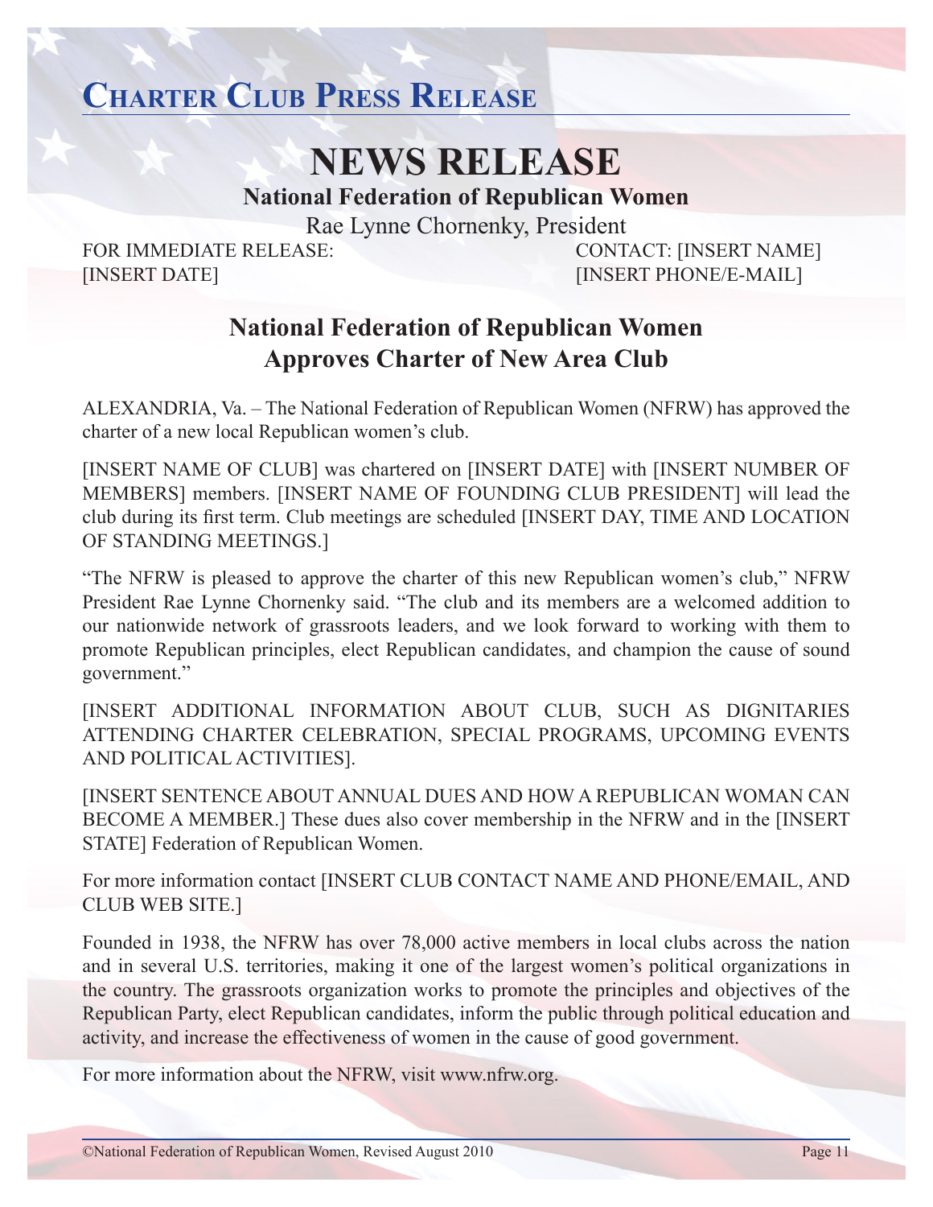# Charter Club Press Release

# NEWS RELEASE

**National Federation of Republican Women**

Rae Lynne Chornenky, President

FOR IMMEDIATE RELEASE:
[INSERT DATE]

CONTACT: [INSERT NAME]
[INSERT PHONE/E-MAIL]

## National Federation of Republican Women Approves Charter of New Area Club

ALEXANDRIA, Va. – The National Federation of Republican Women (NFRW) has approved the charter of a new local Republican women's club.

[INSERT NAME OF CLUB] was chartered on [INSERT DATE] with [INSERT NUMBER OF MEMBERS] members. [INSERT NAME OF FOUNDING CLUB PRESIDENT] will lead the club during its first term. Club meetings are scheduled [INSERT DAY, TIME AND LOCATION OF STANDING MEETINGS.]

"The NFRW is pleased to approve the charter of this new Republican women's club," NFRW President Rae Lynne Chornenky said. "The club and its members are a welcomed addition to our nationwide network of grassroots leaders, and we look forward to working with them to promote Republican principles, elect Republican candidates, and champion the cause of sound government."

[INSERT ADDITIONAL INFORMATION ABOUT CLUB, SUCH AS DIGNITARIES ATTENDING CHARTER CELEBRATION, SPECIAL PROGRAMS, UPCOMING EVENTS AND POLITICAL ACTIVITIES].

[INSERT SENTENCE ABOUT ANNUAL DUES AND HOW A REPUBLICAN WOMAN CAN BECOME A MEMBER.] These dues also cover membership in the NFRW and in the [INSERT STATE] Federation of Republican Women.

For more information contact [INSERT CLUB CONTACT NAME AND PHONE/EMAIL, AND CLUB WEB SITE.]

Founded in 1938, the NFRW has over 78,000 active members in local clubs across the nation and in several U.S. territories, making it one of the largest women's political organizations in the country. The grassroots organization works to promote the principles and objectives of the Republican Party, elect Republican candidates, inform the public through political education and activity, and increase the effectiveness of women in the cause of good government.

For more information about the NFRW, visit www.nfrw.org.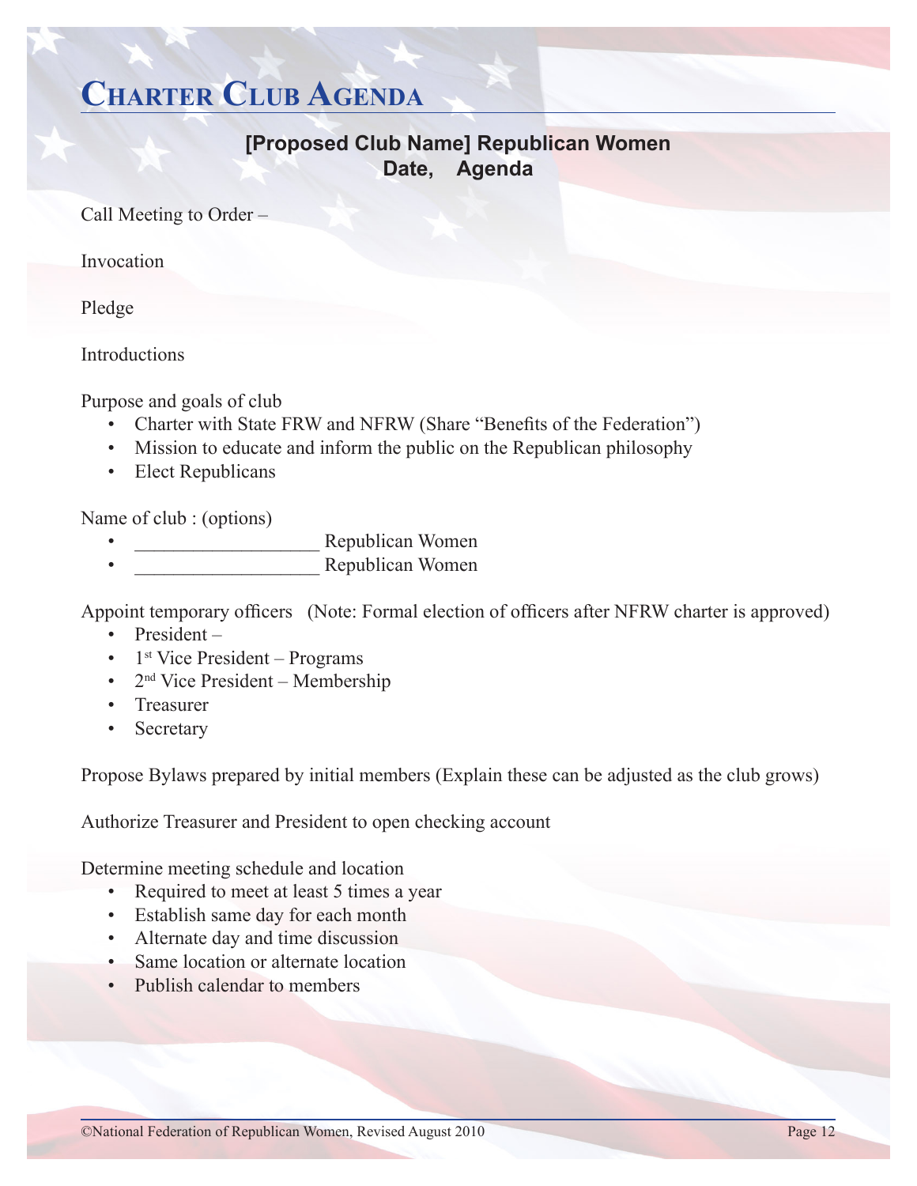# Charter Club Agenda

**[Proposed Club Name] Republican Women**
**Date, Agenda**

Call Meeting to Order –

Invocation

Pledge

Introductions

Purpose and goals of club

- Charter with State FRW and NFRW (Share "Benefits of the Federation")
- Mission to educate and inform the public on the Republican philosophy
- Elect Republicans

Name of club : (options)

- ___________________ Republican Women
- ___________________ Republican Women

Appoint temporary officers (Note: Formal election of officers after NFRW charter is approved)

- President –
- 1st Vice President – Programs
- 2nd Vice President – Membership
- Treasurer
- Secretary

Propose Bylaws prepared by initial members (Explain these can be adjusted as the club grows)

Authorize Treasurer and President to open checking account

Determine meeting schedule and location

- Required to meet at least 5 times a year
- Establish same day for each month
- Alternate day and time discussion
- Same location or alternate location
- Publish calendar to members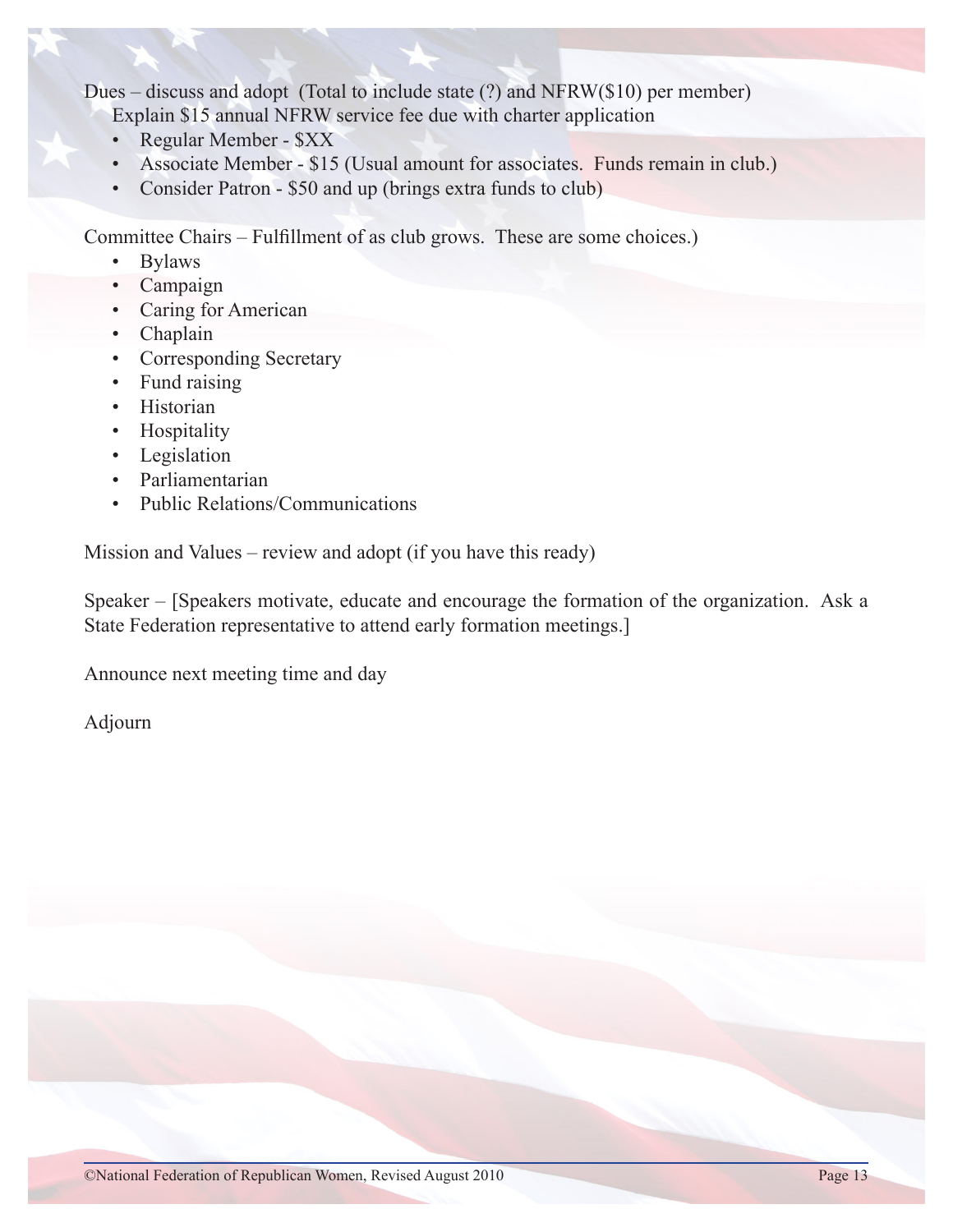Dues – discuss and adopt (Total to include state (?) and NFRW($10) per member)
Explain $15 annual NFRW service fee due with charter application

- Regular Member - $XX
- Associate Member - $15 (Usual amount for associates. Funds remain in club.)
- Consider Patron - $50 and up (brings extra funds to club)

Committee Chairs – Fulfillment of as club grows. These are some choices.)

- Bylaws
- Campaign
- Caring for American
- Chaplain
- Corresponding Secretary
- Fund raising
- Historian
- Hospitality
- Legislation
- Parliamentarian
- Public Relations/Communications

Mission and Values – review and adopt (if you have this ready)

Speaker – [Speakers motivate, educate and encourage the formation of the organization. Ask a State Federation representative to attend early formation meetings.]

Announce next meeting time and day

Adjourn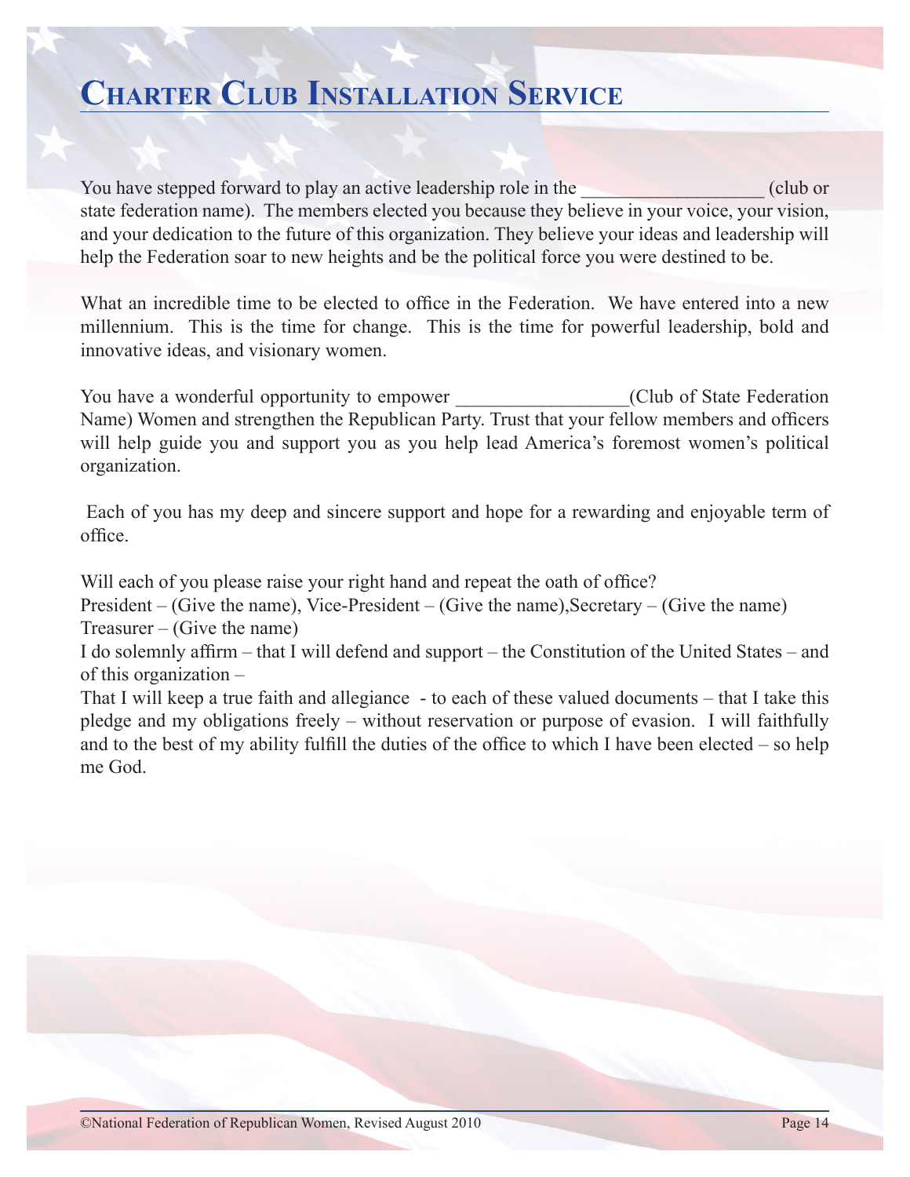# Charter Club Installation Service

You have stepped forward to play an active leadership role in the ___________________ (club or state federation name). The members elected you because they believe in your voice, your vision, and your dedication to the future of this organization. They believe your ideas and leadership will help the Federation soar to new heights and be the political force you were destined to be.

What an incredible time to be elected to office in the Federation. We have entered into a new millennium. This is the time for change. This is the time for powerful leadership, bold and innovative ideas, and visionary women.

You have a wonderful opportunity to empower _________________(Club of State Federation Name) Women and strengthen the Republican Party. Trust that your fellow members and officers will help guide you and support you as you help lead America's foremost women's political organization.

Each of you has my deep and sincere support and hope for a rewarding and enjoyable term of office.

Will each of you please raise your right hand and repeat the oath of office?

President – (Give the name), Vice-President – (Give the name),Secretary – (Give the name) Treasurer – (Give the name)

I do solemnly affirm – that I will defend and support – the Constitution of the United States – and of this organization –

That I will keep a true faith and allegiance - to each of these valued documents – that I take this pledge and my obligations freely – without reservation or purpose of evasion. I will faithfully and to the best of my ability fulfill the duties of the office to which I have been elected – so help me God.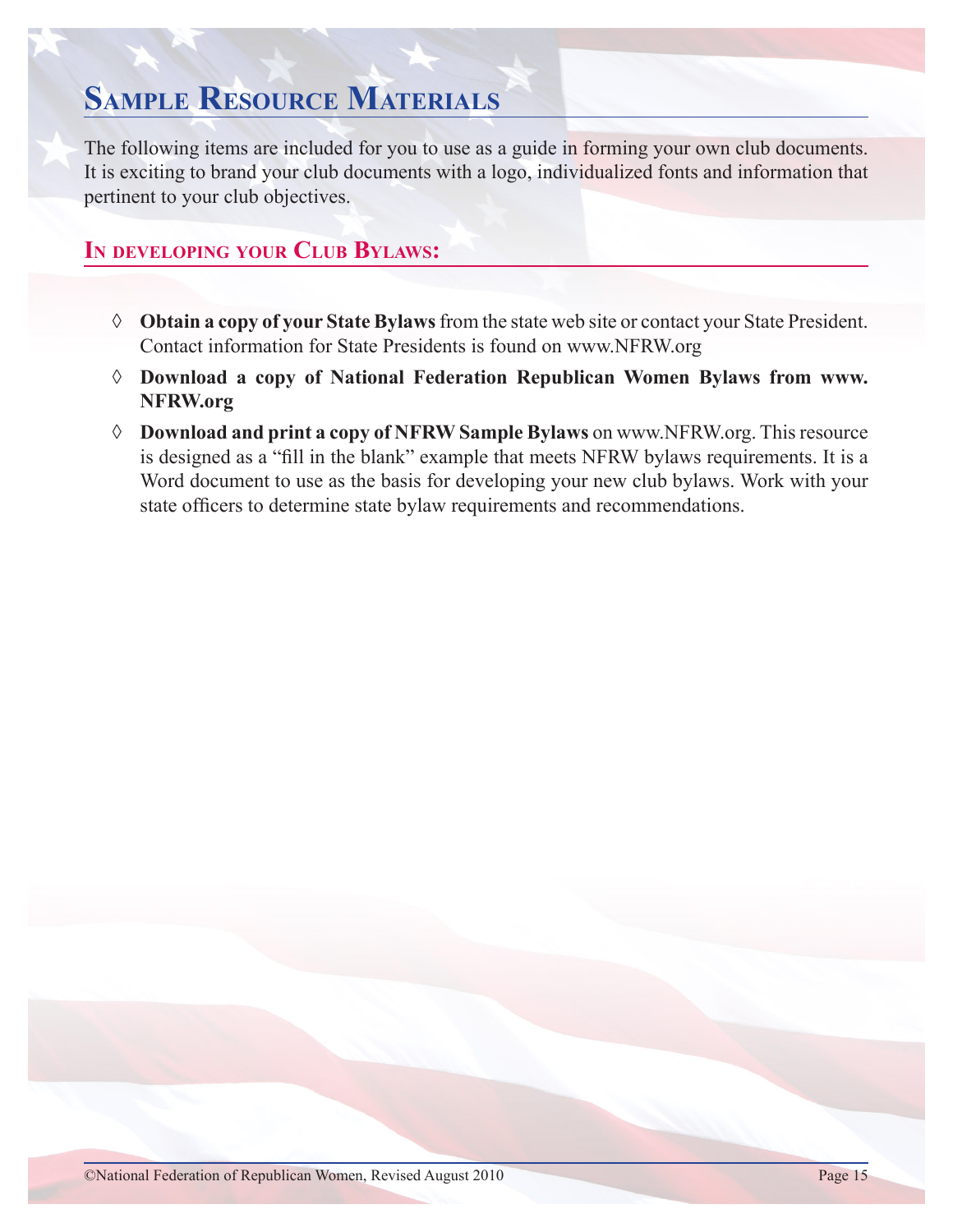# Sample Resource Materials

The following items are included for you to use as a guide in forming your own club documents. It is exciting to brand your club documents with a logo, individualized fonts and information that pertinent to your club objectives.

## In developing your Club Bylaws:

- **Obtain a copy of your State Bylaws** from the state web site or contact your State President. Contact information for State Presidents is found on www.NFRW.org
- **Download a copy of National Federation Republican Women Bylaws from www.NFRW.org**
- **Download and print a copy of NFRW Sample Bylaws** on www.NFRW.org. This resource is designed as a "fill in the blank" example that meets NFRW bylaws requirements. It is a Word document to use as the basis for developing your new club bylaws. Work with your state officers to determine state bylaw requirements and recommendations.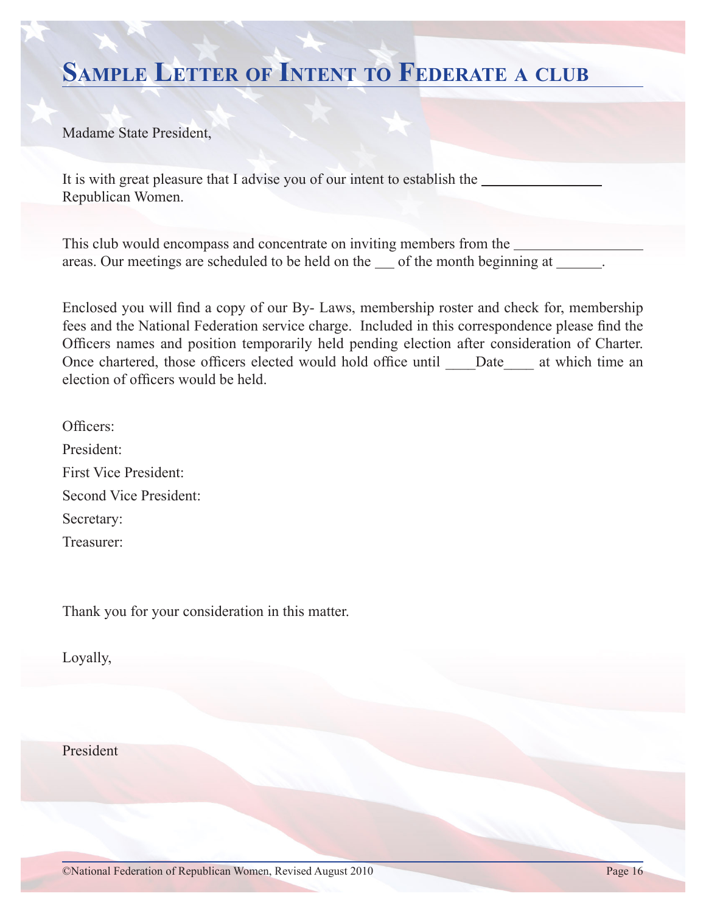# Sample Letter of Intent to Federate a club

Madame State President,

It is with great pleasure that I advise you of our intent to establish the ________________ Republican Women.

This club would encompass and concentrate on inviting members from the ________________ areas. Our meetings are scheduled to be held on the ___ of the month beginning at ______.

Enclosed you will find a copy of our By- Laws, membership roster and check for, membership fees and the National Federation service charge. Included in this correspondence please find the Officers names and position temporarily held pending election after consideration of Charter. Once chartered, those officers elected would hold office until ____Date____ at which time an election of officers would be held.

Officers:

President:

First Vice President:

Second Vice President:

Secretary:

Treasurer:

Thank you for your consideration in this matter.

Loyally,

President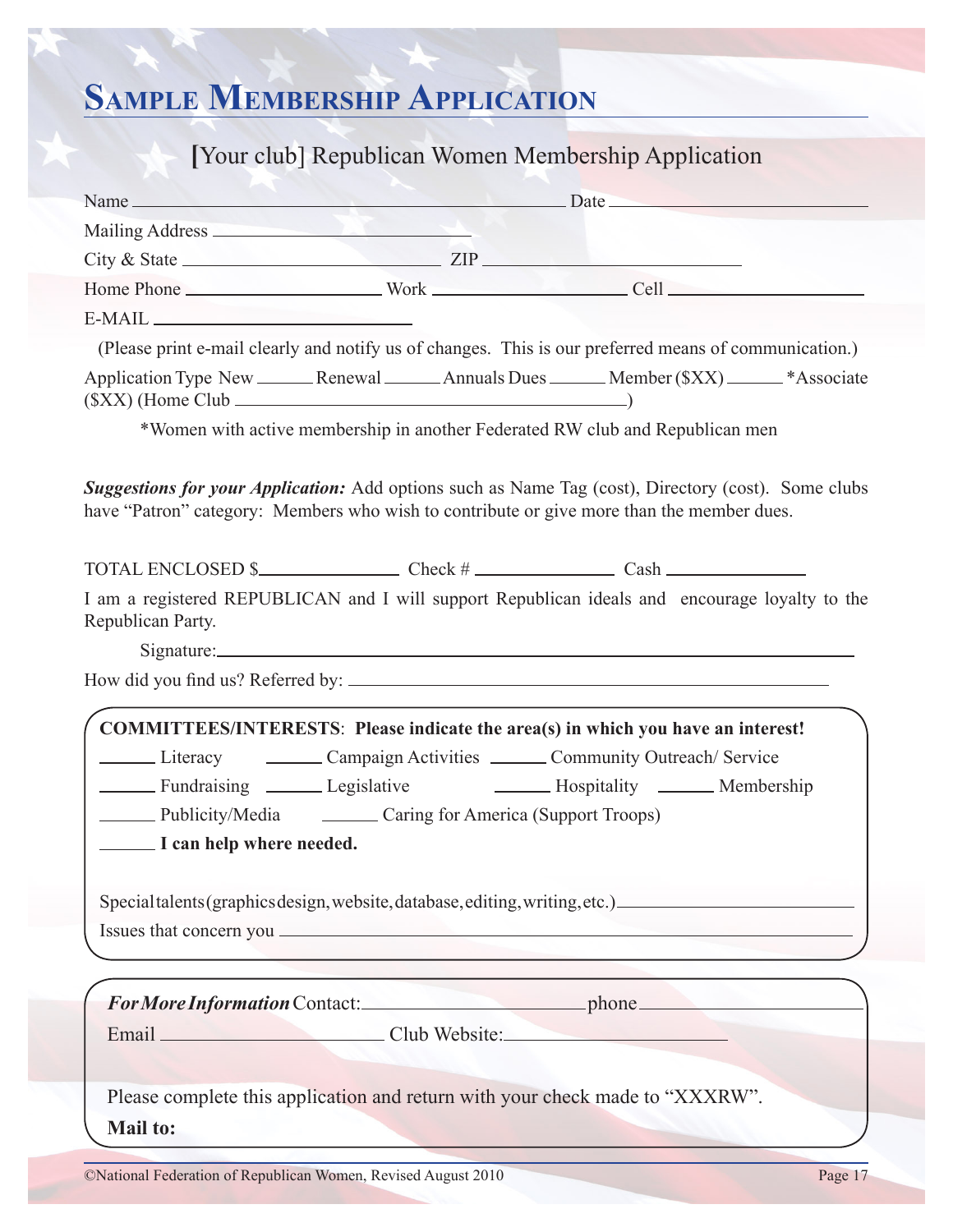# Sample Membership Application

## [Your club] Republican Women Membership Application

Name ________________________________________ Date ______________________

Mailing Address ________________________

City & State ________________________ ZIP ______________________

Home Phone ________________ Work ________________ Cell ________________

E-MAIL ________________________

(Please print e-mail clearly and notify us of changes. This is our preferred means of communication.)

Application Type New ______ Renewal ______ Annuals Dues ______ Member ($XX) ______ *Associate ($XX) (Home Club ________________________________)

*Women with active membership in another Federated RW club and Republican men

***Suggestions for your Application:*** Add options such as Name Tag (cost), Directory (cost). Some clubs have "Patron" category: Members who wish to contribute or give more than the member dues.

TOTAL ENCLOSED $____________ Check # ____________ Cash ____________

I am a registered REPUBLICAN and I will support Republican ideals and encourage loyalty to the Republican Party.

Signature:________________________________________________

How did you find us? Referred by: ________________________________________

**COMMITTEES/INTERESTS**: **Please indicate the area(s) in which you have an interest!**

______ Literacy ______ Campaign Activities ______ Community Outreach/ Service

______ Fundraising ______ Legislative ______ Hospitality ______ Membership

______ Publicity/Media ______ Caring for America (Support Troops)

______ **I can help where needed.**

Special talents (graphics design, website, database, editing, writing, etc.) ________________________

Issues that concern you ________________________________________

***For More Information*** Contact: ________________________ phone ________________________

Email ________________________ Club Website: ________________________

Please complete this application and return with your check made to "XXXRW".

**Mail to:**

©National Federation of Republican Women, Revised August 2010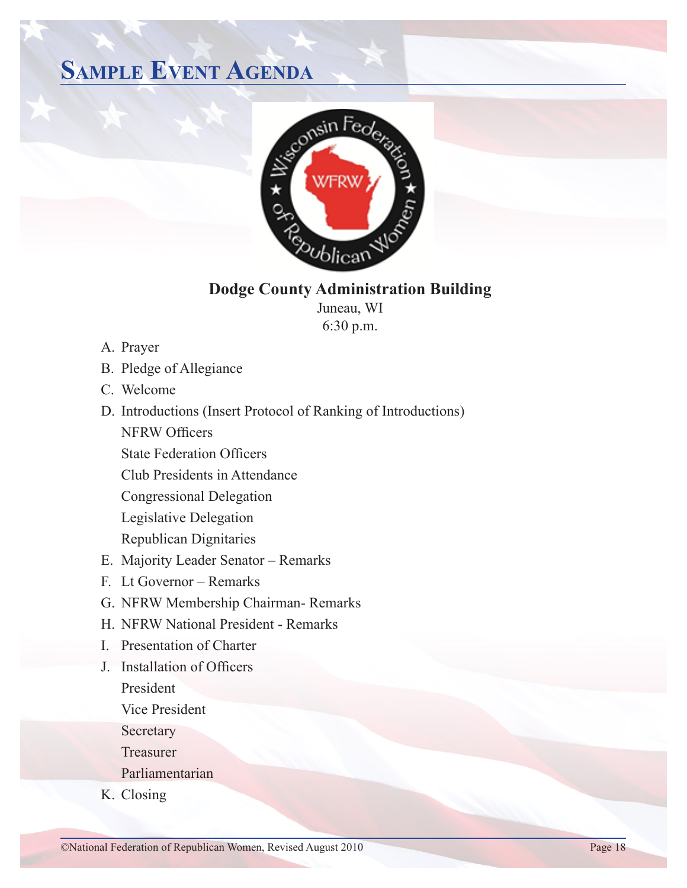# Sample Event Agenda

**Dodge County Administration Building**

Juneau, WI

6:30 p.m.

A. Prayer
B. Pledge of Allegiance
C. Welcome
D. Introductions (Insert Protocol of Ranking of Introductions)
   - NFRW Officers
   - State Federation Officers
   - Club Presidents in Attendance
   - Congressional Delegation
   - Legislative Delegation
   - Republican Dignitaries
E. Majority Leader Senator – Remarks
F. Lt Governor – Remarks
G. NFRW Membership Chairman- Remarks
H. NFRW National President - Remarks
I. Presentation of Charter
J. Installation of Officers
   - President
   - Vice President
   - Secretary
   - Treasurer
   - Parliamentarian
K. Closing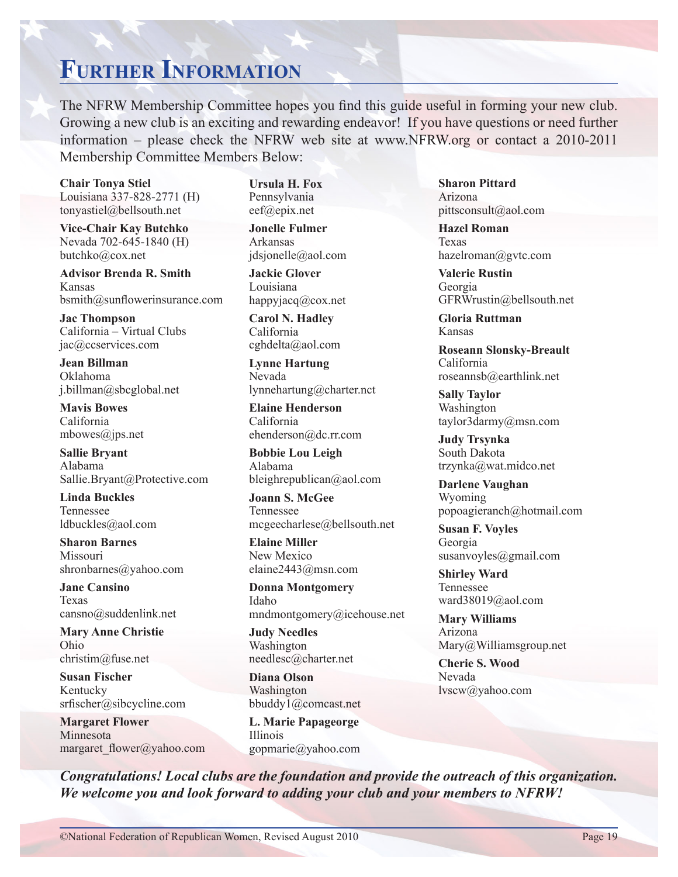# Further Information

The NFRW Membership Committee hopes you find this guide useful in forming your new club. Growing a new club is an exciting and rewarding endeavor! If you have questions or need further information – please check the NFRW web site at www.NFRW.org or contact a 2010-2011 Membership Committee Members Below:

**Chair Tonya Stiel**
Louisiana 337-828-2771 (H)
tonyastiel@bellsouth.net

**Vice-Chair Kay Butchko**
Nevada 702-645-1840 (H)
butchko@cox.net

**Advisor Brenda R. Smith**
Kansas
bsmith@sunflowerinsurance.com

**Jac Thompson**
California – Virtual Clubs
jac@ccservices.com

**Jean Billman**
Oklahoma
j.billman@sbcglobal.net

**Mavis Bowes**
California
mbowes@jps.net

**Sallie Bryant**
Alabama
Sallie.Bryant@Protective.com

**Linda Buckles**
Tennessee
ldbuckles@aol.com

**Sharon Barnes**
Missouri
shronbarnes@yahoo.com

**Jane Cansino**
Texas
cansno@suddenlink.net

**Mary Anne Christie**
Ohio
christim@fuse.net

**Susan Fischer**
Kentucky
srfischer@sibcycline.com

**Margaret Flower**
Minnesota
margaret_flower@yahoo.com

**Ursula H. Fox**
Pennsylvania
eef@epix.net

**Jonelle Fulmer**
Arkansas
jdsjonelle@aol.com

**Jackie Glover**
Louisiana
happyjacq@cox.net

**Carol N. Hadley**
California
cghdelta@aol.com

**Lynne Hartung**
Nevada
lynnehartung@charter.nct

**Elaine Henderson**
California
ehenderson@dc.rr.com

**Bobbie Lou Leigh**
Alabama
bleighrepublican@aol.com

**Joann S. McGee**
Tennessee
mcgeecharlese@bellsouth.net

**Elaine Miller**
New Mexico
elaine2443@msn.com

**Donna Montgomery**
Idaho
mndmontgomery@icehouse.net

**Judy Needles**
Washington
needlesc@charter.net

**Diana Olson**
Washington
bbuddy1@comcast.net

**L. Marie Papageorge**
Illinois
gopmarie@yahoo.com

**Sharon Pittard**
Arizona
pittsconsult@aol.com

**Hazel Roman**
Texas
hazelroman@gvtc.com

**Valerie Rustin**
Georgia
GFRWrustin@bellsouth.net

**Gloria Ruttman**
Kansas

**Roseann Slonsky-Breault**
California
roseannsb@earthlink.net

**Sally Taylor**
Washington
taylor3darmy@msn.com

**Judy Trsynka**
South Dakota
trzynka@wat.midco.net

**Darlene Vaughan**
Wyoming
popoagieranch@hotmail.com

**Susan F. Voyles**
Georgia
susanvoyles@gmail.com

**Shirley Ward**
Tennessee
ward38019@aol.com

**Mary Williams**
Arizona
Mary@Williamsgroup.net

**Cherie S. Wood**
Nevada
lvscw@yahoo.com

***Congratulations! Local clubs are the foundation and provide the outreach of this organization. We welcome you and look forward to adding your club and your members to NFRW!***

©National Federation of Republican Women, Revised August 2010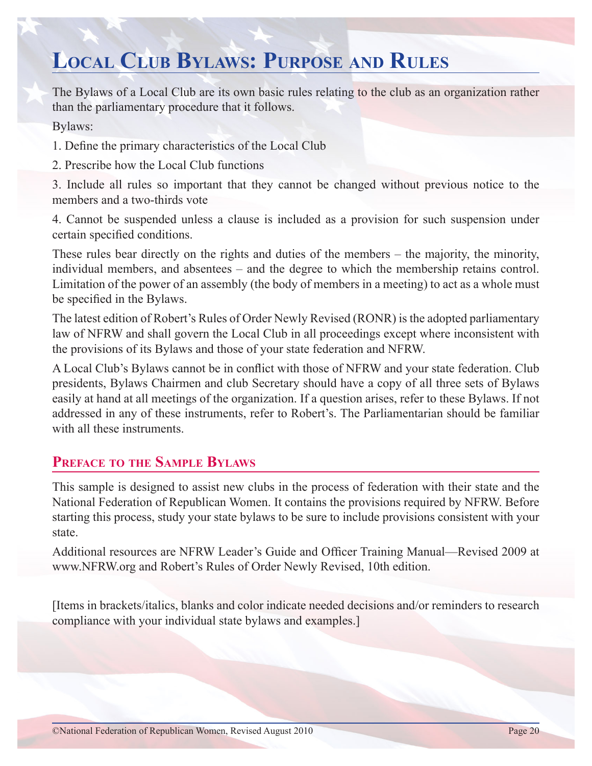# Local Club Bylaws: Purpose and Rules

The Bylaws of a Local Club are its own basic rules relating to the club as an organization rather than the parliamentary procedure that it follows.

Bylaws:

1. Define the primary characteristics of the Local Club
2. Prescribe how the Local Club functions
3. Include all rules so important that they cannot be changed without previous notice to the members and a two-thirds vote
4. Cannot be suspended unless a clause is included as a provision for such suspension under certain specified conditions.

These rules bear directly on the rights and duties of the members – the majority, the minority, individual members, and absentees – and the degree to which the membership retains control. Limitation of the power of an assembly (the body of members in a meeting) to act as a whole must be specified in the Bylaws.

The latest edition of Robert's Rules of Order Newly Revised (RONR) is the adopted parliamentary law of NFRW and shall govern the Local Club in all proceedings except where inconsistent with the provisions of its Bylaws and those of your state federation and NFRW.

A Local Club's Bylaws cannot be in conflict with those of NFRW and your state federation. Club presidents, Bylaws Chairmen and club Secretary should have a copy of all three sets of Bylaws easily at hand at all meetings of the organization. If a question arises, refer to these Bylaws. If not addressed in any of these instruments, refer to Robert's. The Parliamentarian should be familiar with all these instruments.

## Preface to the Sample Bylaws

This sample is designed to assist new clubs in the process of federation with their state and the National Federation of Republican Women. It contains the provisions required by NFRW. Before starting this process, study your state bylaws to be sure to include provisions consistent with your state.

Additional resources are NFRW Leader's Guide and Officer Training Manual—Revised 2009 at www.NFRW.org and Robert's Rules of Order Newly Revised, 10th edition.

[Items in brackets/italics, blanks and color indicate needed decisions and/or reminders to research compliance with your individual state bylaws and examples.]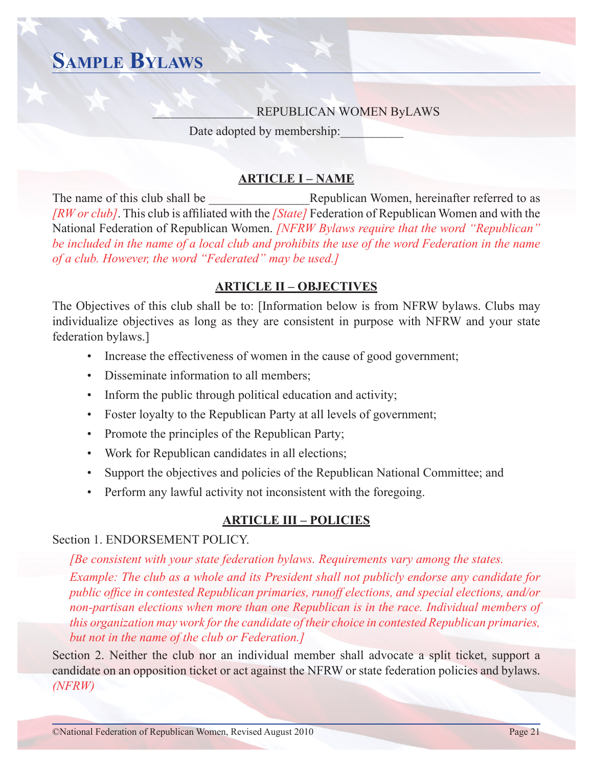# Sample Bylaws

_______________ REPUBLICAN WOMEN ByLAWS

Date adopted by membership:__________

**ARTICLE I – NAME**

The name of this club shall be _______________Republican Women, hereinafter referred to as *[RW or club]*. This club is affiliated with the *[State]* Federation of Republican Women and with the National Federation of Republican Women. *[NFRW Bylaws require that the word "Republican" be included in the name of a local club and prohibits the use of the word Federation in the name of a club. However, the word "Federated" may be used.]*

**ARTICLE II – OBJECTIVES**

The Objectives of this club shall be to: [Information below is from NFRW bylaws. Clubs may individualize objectives as long as they are consistent in purpose with NFRW and your state federation bylaws.]

- Increase the effectiveness of women in the cause of good government;
- Disseminate information to all members;
- Inform the public through political education and activity;
- Foster loyalty to the Republican Party at all levels of government;
- Promote the principles of the Republican Party;
- Work for Republican candidates in all elections;
- Support the objectives and policies of the Republican National Committee; and
- Perform any lawful activity not inconsistent with the foregoing.

**ARTICLE III – POLICIES**

Section 1. ENDORSEMENT POLICY.

*[Be consistent with your state federation bylaws. Requirements vary among the states.*

*Example: The club as a whole and its President shall not publicly endorse any candidate for public office in contested Republican primaries, runoff elections, and special elections, and/or non-partisan elections when more than one Republican is in the race. Individual members of this organization may work for the candidate of their choice in contested Republican primaries, but not in the name of the club or Federation.]*

Section 2. Neither the club nor an individual member shall advocate a split ticket, support a candidate on an opposition ticket or act against the NFRW or state federation policies and bylaws. *(NFRW)*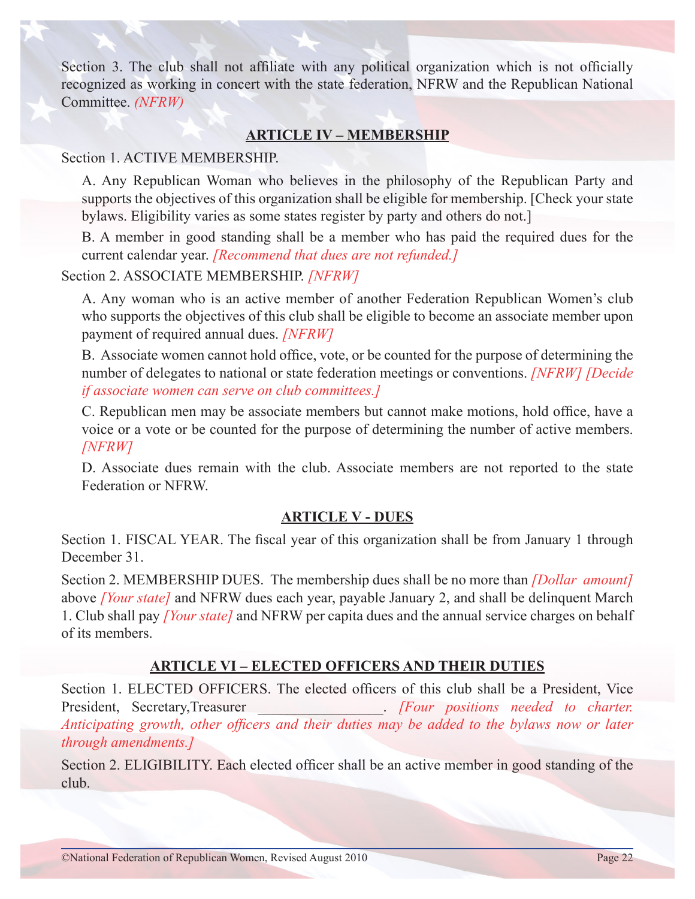Section 3. The club shall not affiliate with any political organization which is not officially recognized as working in concert with the state federation, NFRW and the Republican National Committee. *(NFRW)*

## ARTICLE IV – MEMBERSHIP

Section 1. ACTIVE MEMBERSHIP.

A. Any Republican Woman who believes in the philosophy of the Republican Party and supports the objectives of this organization shall be eligible for membership. [Check your state bylaws. Eligibility varies as some states register by party and others do not.]

B. A member in good standing shall be a member who has paid the required dues for the current calendar year. *[Recommend that dues are not refunded.]*

Section 2. ASSOCIATE MEMBERSHIP. *[NFRW]*

A. Any woman who is an active member of another Federation Republican Women's club who supports the objectives of this club shall be eligible to become an associate member upon payment of required annual dues. *[NFRW]*

B. Associate women cannot hold office, vote, or be counted for the purpose of determining the number of delegates to national or state federation meetings or conventions. *[NFRW] [Decide if associate women can serve on club committees.]*

C. Republican men may be associate members but cannot make motions, hold office, have a voice or a vote or be counted for the purpose of determining the number of active members. *[NFRW]*

D. Associate dues remain with the club. Associate members are not reported to the state Federation or NFRW.

## ARTICLE V - DUES

Section 1. FISCAL YEAR. The fiscal year of this organization shall be from January 1 through December 31.

Section 2. MEMBERSHIP DUES. The membership dues shall be no more than *[Dollar amount]* above *[Your state]* and NFRW dues each year, payable January 2, and shall be delinquent March 1. Club shall pay *[Your state]* and NFRW per capita dues and the annual service charges on behalf of its members.

## ARTICLE VI – ELECTED OFFICERS AND THEIR DUTIES

Section 1. ELECTED OFFICERS. The elected officers of this club shall be a President, Vice President, Secretary,Treasurer ________________. *[Four positions needed to charter. Anticipating growth, other officers and their duties may be added to the bylaws now or later through amendments.]*

Section 2. ELIGIBILITY. Each elected officer shall be an active member in good standing of the club.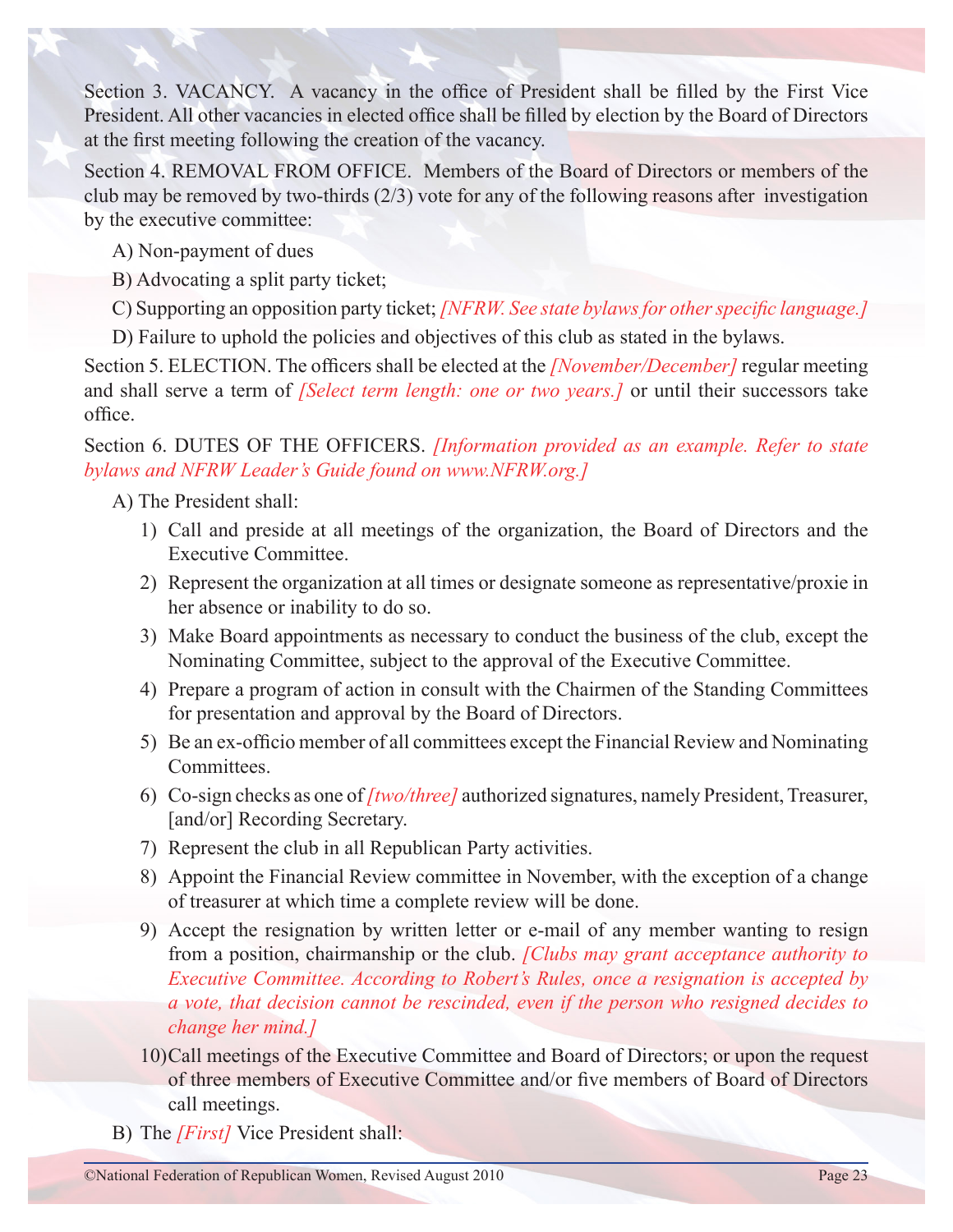Section 3. VACANCY. A vacancy in the office of President shall be filled by the First Vice President. All other vacancies in elected office shall be filled by election by the Board of Directors at the first meeting following the creation of the vacancy.

Section 4. REMOVAL FROM OFFICE. Members of the Board of Directors or members of the club may be removed by two-thirds (2/3) vote for any of the following reasons after investigation by the executive committee:

A) Non-payment of dues

B) Advocating a split party ticket;

C) Supporting an opposition party ticket; *[NFRW. See state bylaws for other specific language.]*

D) Failure to uphold the policies and objectives of this club as stated in the bylaws.

Section 5. ELECTION. The officers shall be elected at the *[November/December]* regular meeting and shall serve a term of *[Select term length: one or two years.]* or until their successors take office.

Section 6. DUTES OF THE OFFICERS. *[Information provided as an example. Refer to state bylaws and NFRW Leader's Guide found on www.NFRW.org.]*

A) The President shall:

1) Call and preside at all meetings of the organization, the Board of Directors and the Executive Committee.
2) Represent the organization at all times or designate someone as representative/proxie in her absence or inability to do so.
3) Make Board appointments as necessary to conduct the business of the club, except the Nominating Committee, subject to the approval of the Executive Committee.
4) Prepare a program of action in consult with the Chairmen of the Standing Committees for presentation and approval by the Board of Directors.
5) Be an ex-officio member of all committees except the Financial Review and Nominating Committees.
6) Co-sign checks as one of *[two/three]* authorized signatures, namely President, Treasurer, [and/or] Recording Secretary.
7) Represent the club in all Republican Party activities.
8) Appoint the Financial Review committee in November, with the exception of a change of treasurer at which time a complete review will be done.
9) Accept the resignation by written letter or e-mail of any member wanting to resign from a position, chairmanship or the club. *[Clubs may grant acceptance authority to Executive Committee. According to Robert's Rules, once a resignation is accepted by a vote, that decision cannot be rescinded, even if the person who resigned decides to change her mind.]*
10) Call meetings of the Executive Committee and Board of Directors; or upon the request of three members of Executive Committee and/or five members of Board of Directors call meetings.

B) The *[First]* Vice President shall: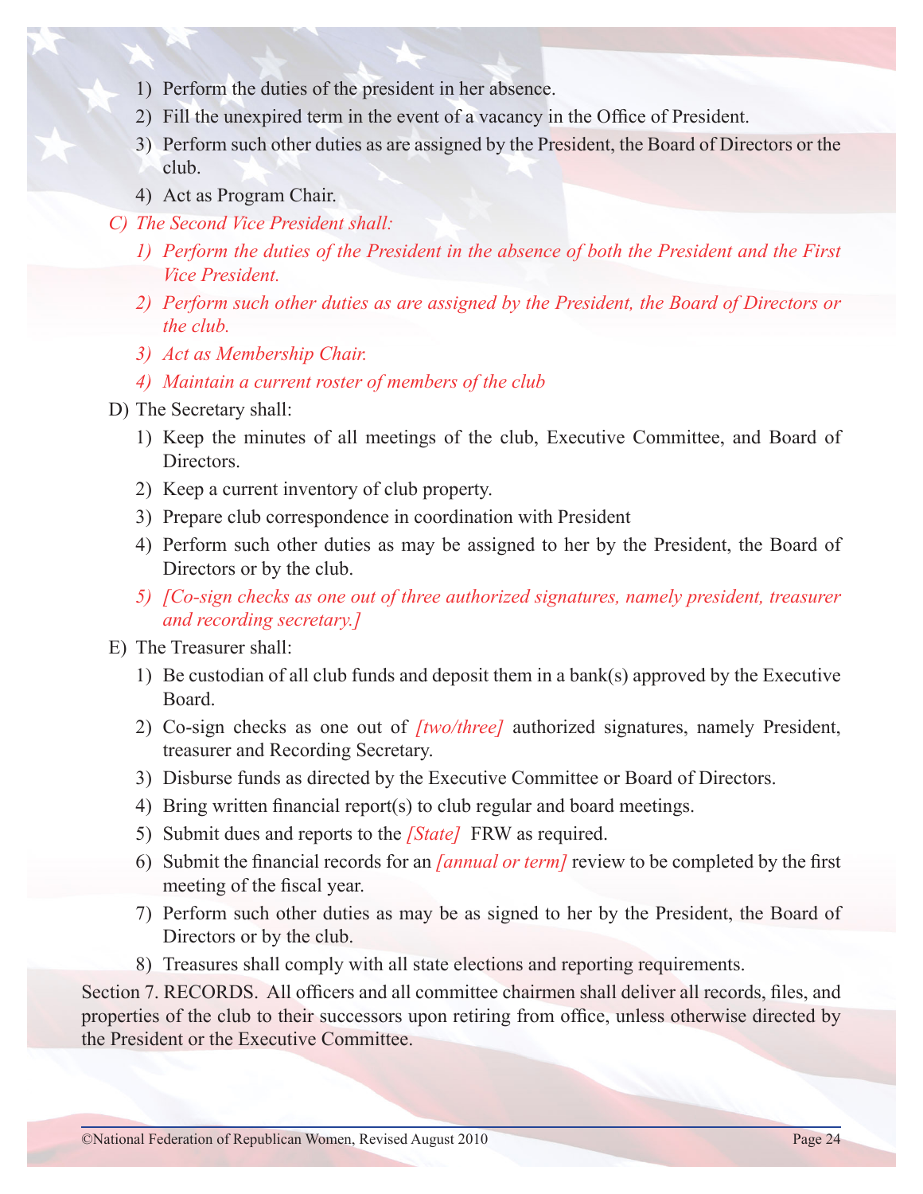1) Perform the duties of the president in her absence.
2) Fill the unexpired term in the event of a vacancy in the Office of President.
3) Perform such other duties as are assigned by the President, the Board of Directors or the club.
4) Act as Program Chair.

*C) The Second Vice President shall:*

*1) Perform the duties of the President in the absence of both the President and the First Vice President.*

*2) Perform such other duties as are assigned by the President, the Board of Directors or the club.*

*3) Act as Membership Chair.*

*4) Maintain a current roster of members of the club*

D) The Secretary shall:

1) Keep the minutes of all meetings of the club, Executive Committee, and Board of Directors.
2) Keep a current inventory of club property.
3) Prepare club correspondence in coordination with President
4) Perform such other duties as may be assigned to her by the President, the Board of Directors or by the club.
5) *[Co-sign checks as one out of three authorized signatures, namely president, treasurer and recording secretary.]*

E) The Treasurer shall:

1) Be custodian of all club funds and deposit them in a bank(s) approved by the Executive Board.
2) Co-sign checks as one out of *[two/three]* authorized signatures, namely President, treasurer and Recording Secretary.
3) Disburse funds as directed by the Executive Committee or Board of Directors.
4) Bring written financial report(s) to club regular and board meetings.
5) Submit dues and reports to the *[State]* FRW as required.
6) Submit the financial records for an *[annual or term]* review to be completed by the first meeting of the fiscal year.
7) Perform such other duties as may be as signed to her by the President, the Board of Directors or by the club.
8) Treasures shall comply with all state elections and reporting requirements.

Section 7. RECORDS. All officers and all committee chairmen shall deliver all records, files, and properties of the club to their successors upon retiring from office, unless otherwise directed by the President or the Executive Committee.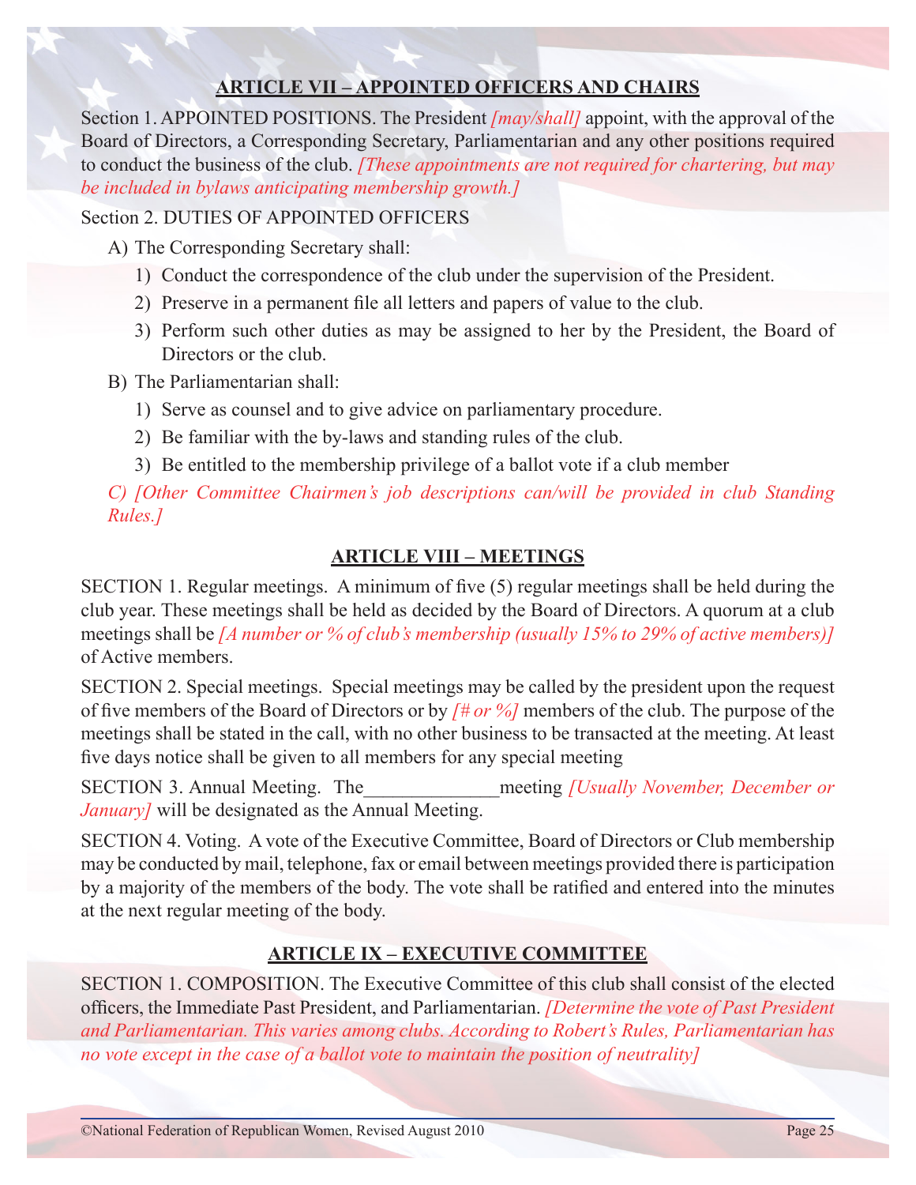## ARTICLE VII – APPOINTED OFFICERS AND CHAIRS

Section 1. APPOINTED POSITIONS. The President *[may/shall]* appoint, with the approval of the Board of Directors, a Corresponding Secretary, Parliamentarian and any other positions required to conduct the business of the club. *[These appointments are not required for chartering, but may be included in bylaws anticipating membership growth.]*

Section 2. DUTIES OF APPOINTED OFFICERS

A) The Corresponding Secretary shall:

1) Conduct the correspondence of the club under the supervision of the President.
2) Preserve in a permanent file all letters and papers of value to the club.
3) Perform such other duties as may be assigned to her by the President, the Board of Directors or the club.

B) The Parliamentarian shall:

1) Serve as counsel and to give advice on parliamentary procedure.
2) Be familiar with the by-laws and standing rules of the club.
3) Be entitled to the membership privilege of a ballot vote if a club member

*C) [Other Committee Chairmen's job descriptions can/will be provided in club Standing Rules.]*

## ARTICLE VIII – MEETINGS

SECTION 1. Regular meetings. A minimum of five (5) regular meetings shall be held during the club year. These meetings shall be held as decided by the Board of Directors. A quorum at a club meetings shall be *[A number or % of club's membership (usually 15% to 29% of active members)]* of Active members.

SECTION 2. Special meetings. Special meetings may be called by the president upon the request of five members of the Board of Directors or by *[# or %]* members of the club. The purpose of the meetings shall be stated in the call, with no other business to be transacted at the meeting. At least five days notice shall be given to all members for any special meeting

SECTION 3. Annual Meeting. The\_\_\_\_\_\_\_\_\_\_\_\_\_\_meeting *[Usually November, December or January]* will be designated as the Annual Meeting.

SECTION 4. Voting. A vote of the Executive Committee, Board of Directors or Club membership may be conducted by mail, telephone, fax or email between meetings provided there is participation by a majority of the members of the body. The vote shall be ratified and entered into the minutes at the next regular meeting of the body.

## ARTICLE IX – EXECUTIVE COMMITTEE

SECTION 1. COMPOSITION. The Executive Committee of this club shall consist of the elected officers, the Immediate Past President, and Parliamentarian. *[Determine the vote of Past President and Parliamentarian. This varies among clubs. According to Robert's Rules, Parliamentarian has no vote except in the case of a ballot vote to maintain the position of neutrality]*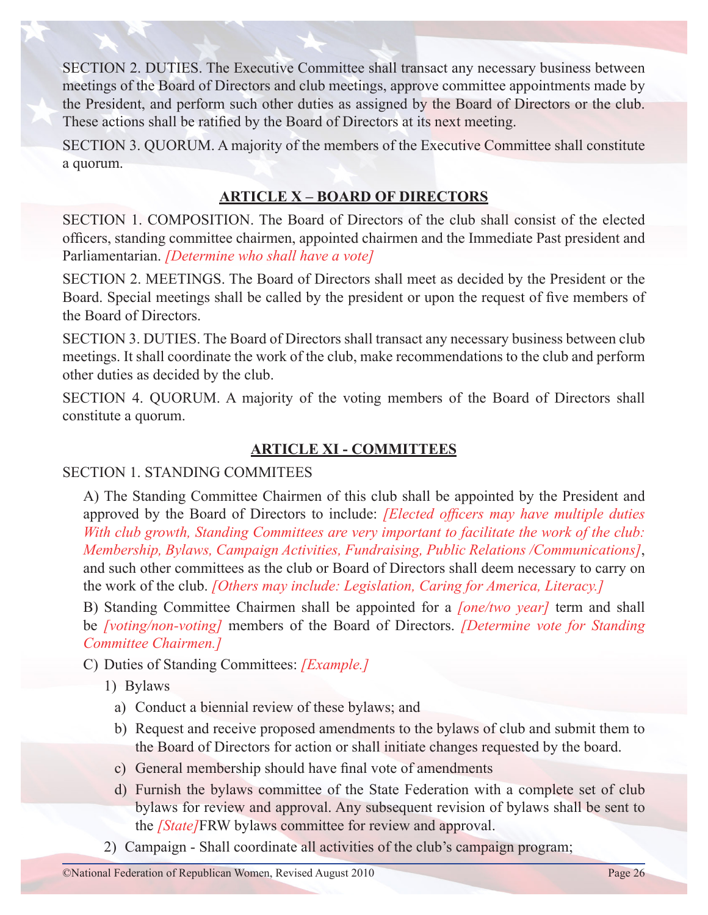SECTION 2. DUTIES. The Executive Committee shall transact any necessary business between meetings of the Board of Directors and club meetings, approve committee appointments made by the President, and perform such other duties as assigned by the Board of Directors or the club. These actions shall be ratified by the Board of Directors at its next meeting.

SECTION 3. QUORUM. A majority of the members of the Executive Committee shall constitute a quorum.

## ARTICLE X – BOARD OF DIRECTORS

SECTION 1. COMPOSITION. The Board of Directors of the club shall consist of the elected officers, standing committee chairmen, appointed chairmen and the Immediate Past president and Parliamentarian. *[Determine who shall have a vote]*

SECTION 2. MEETINGS. The Board of Directors shall meet as decided by the President or the Board. Special meetings shall be called by the president or upon the request of five members of the Board of Directors.

SECTION 3. DUTIES. The Board of Directors shall transact any necessary business between club meetings. It shall coordinate the work of the club, make recommendations to the club and perform other duties as decided by the club.

SECTION 4. QUORUM. A majority of the voting members of the Board of Directors shall constitute a quorum.

## ARTICLE XI - COMMITTEES

SECTION 1. STANDING COMMITEES

A) The Standing Committee Chairmen of this club shall be appointed by the President and approved by the Board of Directors to include: *[Elected officers may have multiple duties With club growth, Standing Committees are very important to facilitate the work of the club: Membership, Bylaws, Campaign Activities, Fundraising, Public Relations /Communications]*, and such other committees as the club or Board of Directors shall deem necessary to carry on the work of the club. *[Others may include: Legislation, Caring for America, Literacy.]*

B) Standing Committee Chairmen shall be appointed for a *[one/two year]* term and shall be *[voting/non-voting]* members of the Board of Directors. *[Determine vote for Standing Committee Chairmen.]*

C) Duties of Standing Committees: *[Example.]*

1) Bylaws
   a) Conduct a biennial review of these bylaws; and
   b) Request and receive proposed amendments to the bylaws of club and submit them to the Board of Directors for action or shall initiate changes requested by the board.
   c) General membership should have final vote of amendments
   d) Furnish the bylaws committee of the State Federation with a complete set of club bylaws for review and approval. Any subsequent revision of bylaws shall be sent to the *[State]*FRW bylaws committee for review and approval.
2) Campaign - Shall coordinate all activities of the club's campaign program;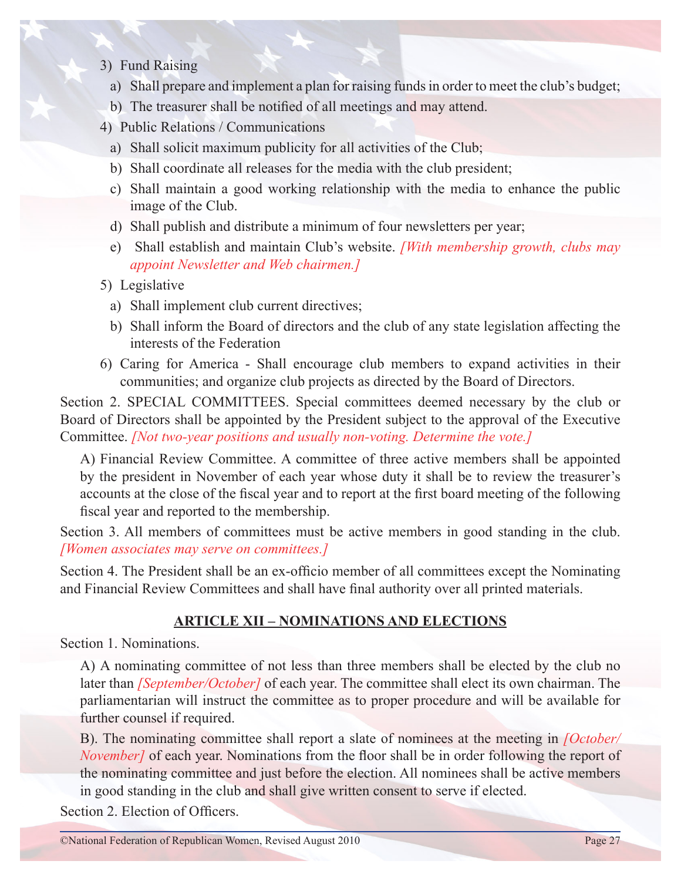3) Fund Raising
   a) Shall prepare and implement a plan for raising funds in order to meet the club's budget;
   b) The treasurer shall be notified of all meetings and may attend.

4) Public Relations / Communications
   a) Shall solicit maximum publicity for all activities of the Club;
   b) Shall coordinate all releases for the media with the club president;
   c) Shall maintain a good working relationship with the media to enhance the public image of the Club.
   d) Shall publish and distribute a minimum of four newsletters per year;
   e) Shall establish and maintain Club's website. *[With membership growth, clubs may appoint Newsletter and Web chairmen.]*

5) Legislative
   a) Shall implement club current directives;
   b) Shall inform the Board of directors and the club of any state legislation affecting the interests of the Federation

6) Caring for America - Shall encourage club members to expand activities in their communities; and organize club projects as directed by the Board of Directors.

Section 2. SPECIAL COMMITTEES. Special committees deemed necessary by the club or Board of Directors shall be appointed by the President subject to the approval of the Executive Committee. *[Not two-year positions and usually non-voting. Determine the vote.]*

A) Financial Review Committee. A committee of three active members shall be appointed by the president in November of each year whose duty it shall be to review the treasurer's accounts at the close of the fiscal year and to report at the first board meeting of the following fiscal year and reported to the membership.

Section 3. All members of committees must be active members in good standing in the club. *[Women associates may serve on committees.]*

Section 4. The President shall be an ex-officio member of all committees except the Nominating and Financial Review Committees and shall have final authority over all printed materials.

## ARTICLE XII – NOMINATIONS AND ELECTIONS

Section 1. Nominations.

A) A nominating committee of not less than three members shall be elected by the club no later than *[September/October]* of each year. The committee shall elect its own chairman. The parliamentarian will instruct the committee as to proper procedure and will be available for further counsel if required.

B). The nominating committee shall report a slate of nominees at the meeting in *[October/November]* of each year. Nominations from the floor shall be in order following the report of the nominating committee and just before the election. All nominees shall be active members in good standing in the club and shall give written consent to serve if elected.

Section 2. Election of Officers.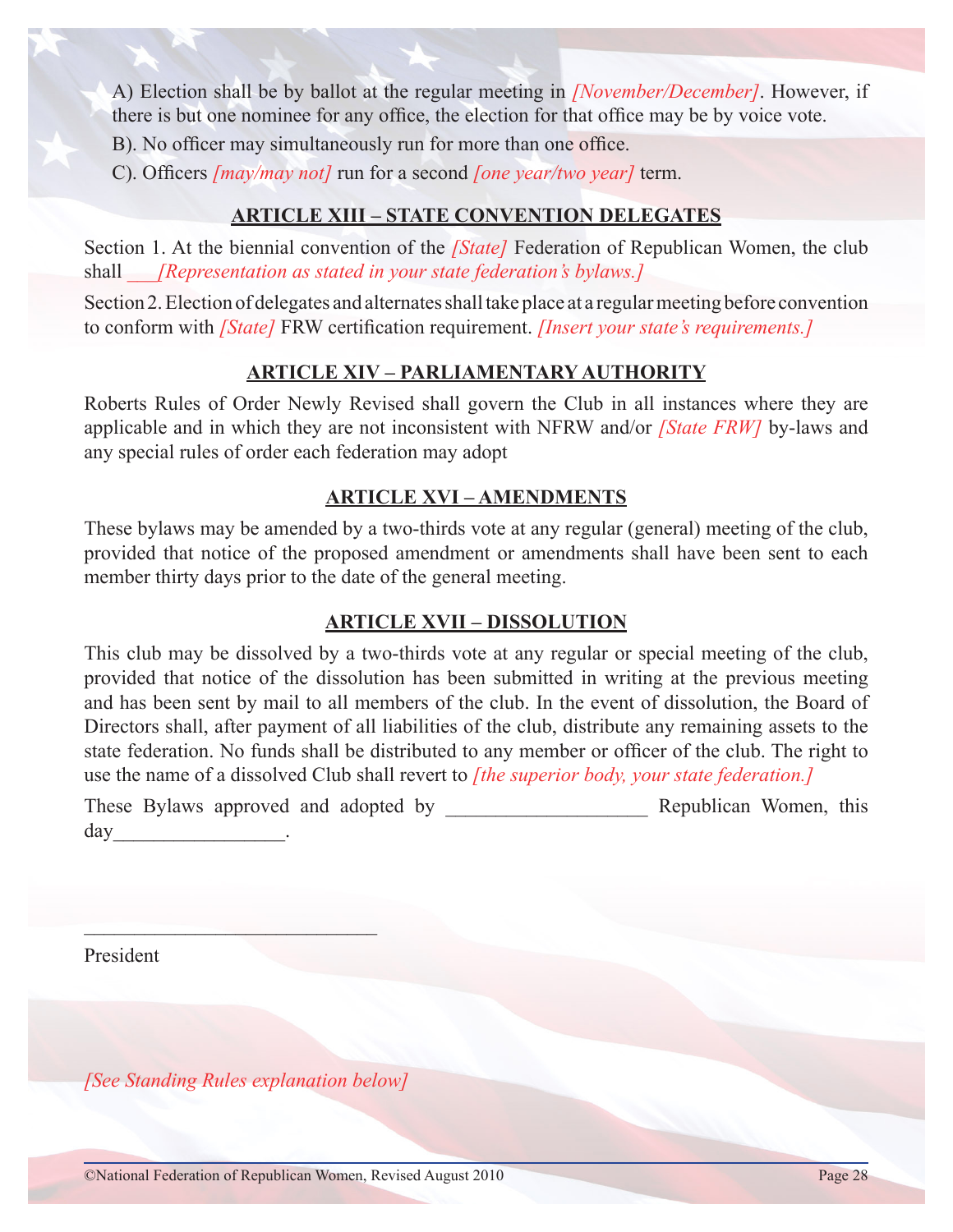A) Election shall be by ballot at the regular meeting in *[November/December]*. However, if there is but one nominee for any office, the election for that office may be by voice vote.

B). No officer may simultaneously run for more than one office.

C). Officers *[may/may not]* run for a second *[one year/two year]* term.

## ARTICLE XIII – STATE CONVENTION DELEGATES

Section 1. At the biennial convention of the *[State]* Federation of Republican Women, the club shall ___*[Representation as stated in your state federation's bylaws.]*

Section 2. Election of delegates and alternates shall take place at a regular meeting before convention to conform with *[State]* FRW certification requirement. *[Insert your state's requirements.]*

## ARTICLE XIV – PARLIAMENTARY AUTHORITY

Roberts Rules of Order Newly Revised shall govern the Club in all instances where they are applicable and in which they are not inconsistent with NFRW and/or *[State FRW]* by-laws and any special rules of order each federation may adopt

## ARTICLE XVI – AMENDMENTS

These bylaws may be amended by a two-thirds vote at any regular (general) meeting of the club, provided that notice of the proposed amendment or amendments shall have been sent to each member thirty days prior to the date of the general meeting.

## ARTICLE XVII – DISSOLUTION

This club may be dissolved by a two-thirds vote at any regular or special meeting of the club, provided that notice of the dissolution has been submitted in writing at the previous meeting and has been sent by mail to all members of the club. In the event of dissolution, the Board of Directors shall, after payment of all liabilities of the club, distribute any remaining assets to the state federation. No funds shall be distributed to any member or officer of the club. The right to use the name of a dissolved Club shall revert to *[the superior body, your state federation.]*

These Bylaws approved and adopted by ___________________ Republican Women, this day_________________.

_____________________________

President

*[See Standing Rules explanation below]*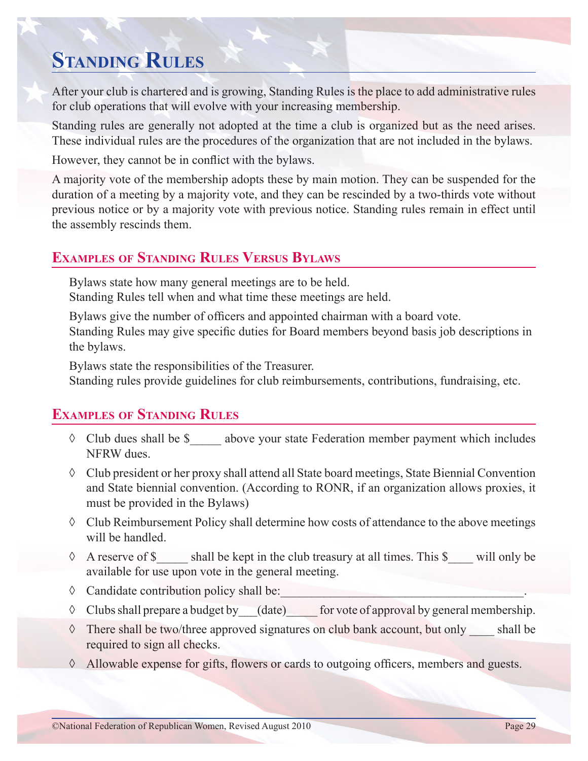# Standing Rules

After your club is chartered and is growing, Standing Rules is the place to add administrative rules for club operations that will evolve with your increasing membership.

Standing rules are generally not adopted at the time a club is organized but as the need arises. These individual rules are the procedures of the organization that are not included in the bylaws.

However, they cannot be in conflict with the bylaws.

A majority vote of the membership adopts these by main motion. They can be suspended for the duration of a meeting by a majority vote, and they can be rescinded by a two-thirds vote without previous notice or by a majority vote with previous notice. Standing rules remain in effect until the assembly rescinds them.

## Examples of Standing Rules Versus Bylaws

Bylaws state how many general meetings are to be held.
Standing Rules tell when and what time these meetings are held.

Bylaws give the number of officers and appointed chairman with a board vote.
Standing Rules may give specific duties for Board members beyond basis job descriptions in the bylaws.

Bylaws state the responsibilities of the Treasurer.
Standing rules provide guidelines for club reimbursements, contributions, fundraising, etc.

## Examples of Standing Rules

- ◊ Club dues shall be $_____ above your state Federation member payment which includes NFRW dues.
- ◊ Club president or her proxy shall attend all State board meetings, State Biennial Convention and State biennial convention. (According to RONR, if an organization allows proxies, it must be provided in the Bylaws)
- ◊ Club Reimbursement Policy shall determine how costs of attendance to the above meetings will be handled.
- ◊ A reserve of $_____ shall be kept in the club treasury at all times. This $____ will only be available for use upon vote in the general meeting.
- ◊ Candidate contribution policy shall be:_______________________________________.
- ◊ Clubs shall prepare a budget by___(date)_____ for vote of approval by general membership.
- ◊ There shall be two/three approved signatures on club bank account, but only ____ shall be required to sign all checks.
- ◊ Allowable expense for gifts, flowers or cards to outgoing officers, members and guests.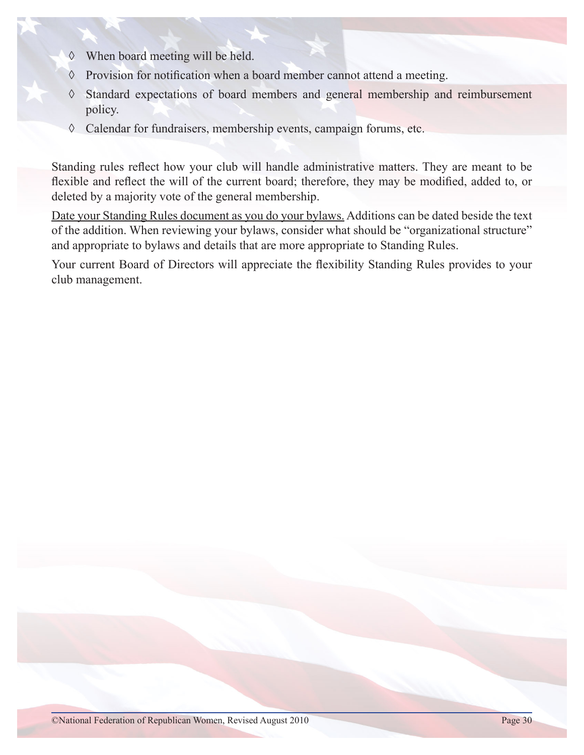- ◊ When board meeting will be held.
- ◊ Provision for notification when a board member cannot attend a meeting.
- ◊ Standard expectations of board members and general membership and reimbursement policy.
- ◊ Calendar for fundraisers, membership events, campaign forums, etc.

Standing rules reflect how your club will handle administrative matters. They are meant to be flexible and reflect the will of the current board; therefore, they may be modified, added to, or deleted by a majority vote of the general membership.

<u>Date your Standing Rules document as you do your bylaws.</u> Additions can be dated beside the text of the addition. When reviewing your bylaws, consider what should be "organizational structure" and appropriate to bylaws and details that are more appropriate to Standing Rules.

Your current Board of Directors will appreciate the flexibility Standing Rules provides to your club management.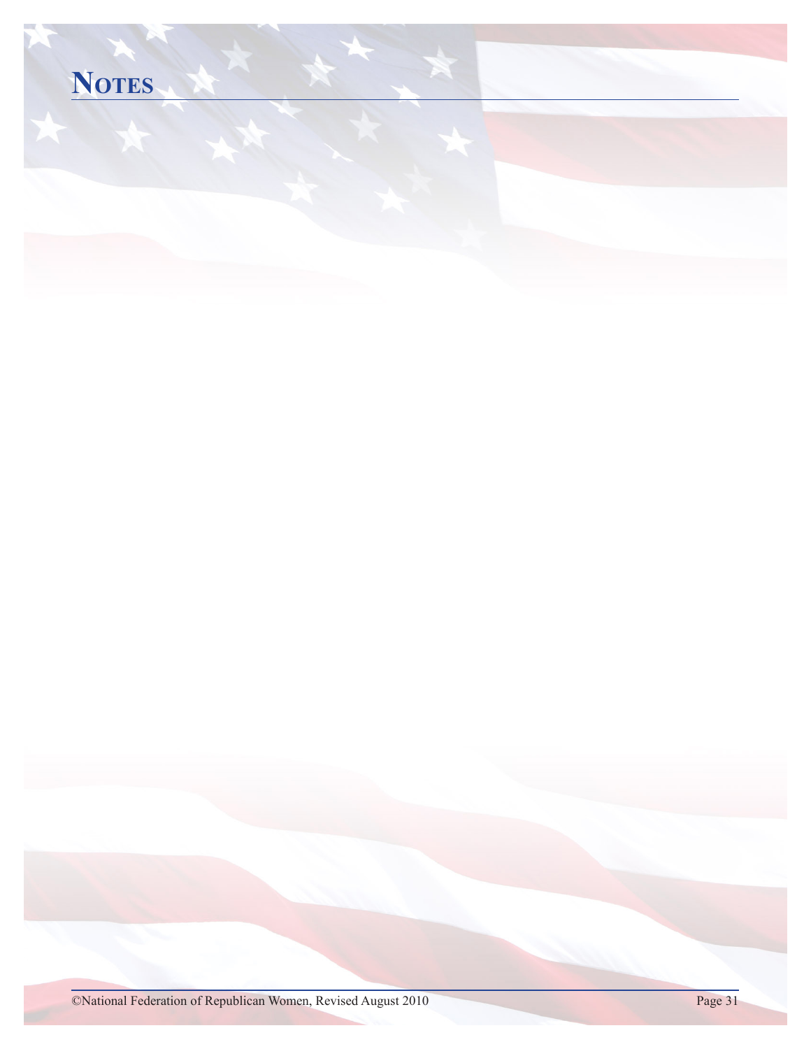# Notes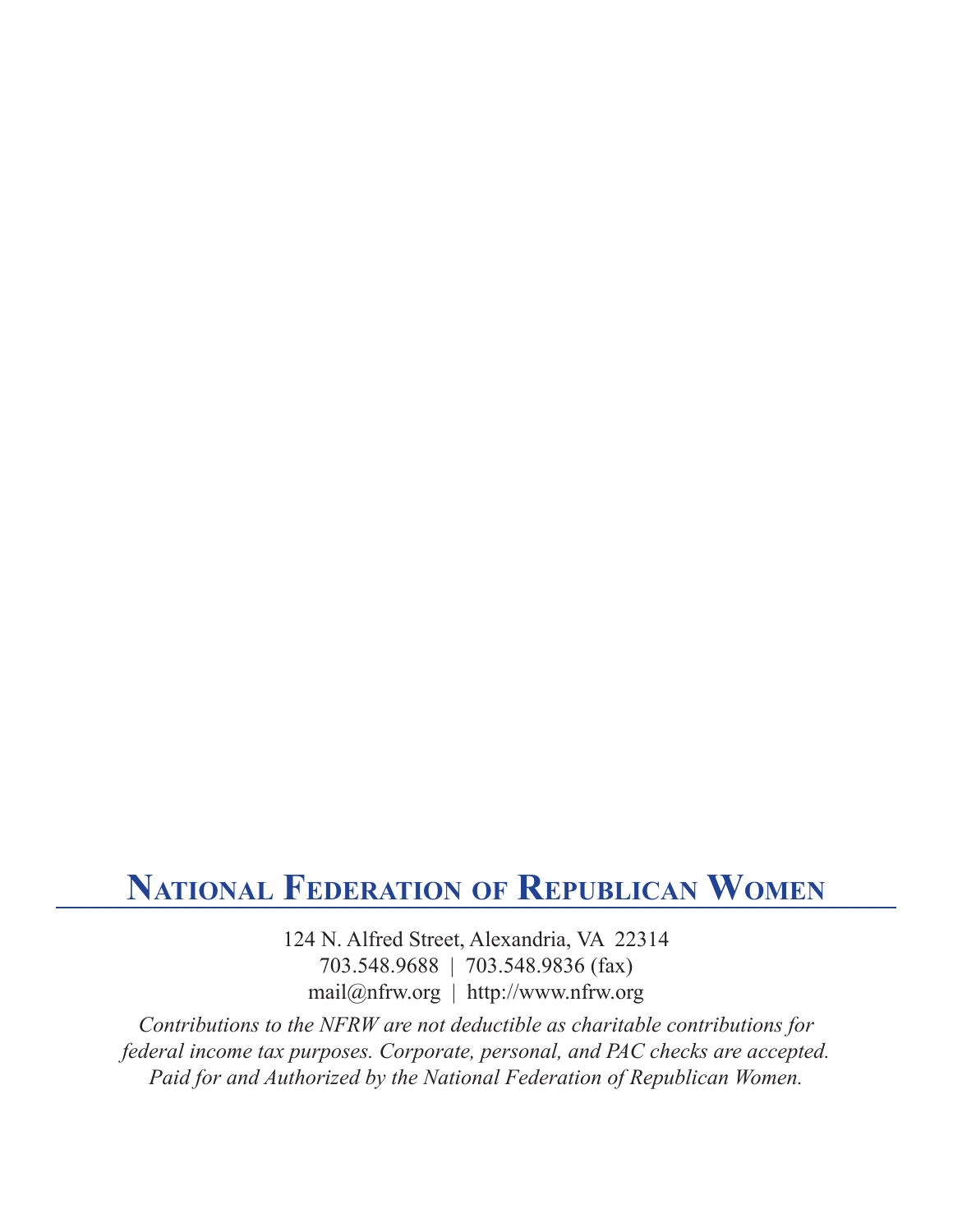## National Federation of Republican Women

124 N. Alfred Street, Alexandria, VA 22314
703.548.9688 | 703.548.9836 (fax)
mail@nfrw.org | http://www.nfrw.org

*Contributions to the NFRW are not deductible as charitable contributions for federal income tax purposes. Corporate, personal, and PAC checks are accepted. Paid for and Authorized by the National Federation of Republican Women.*